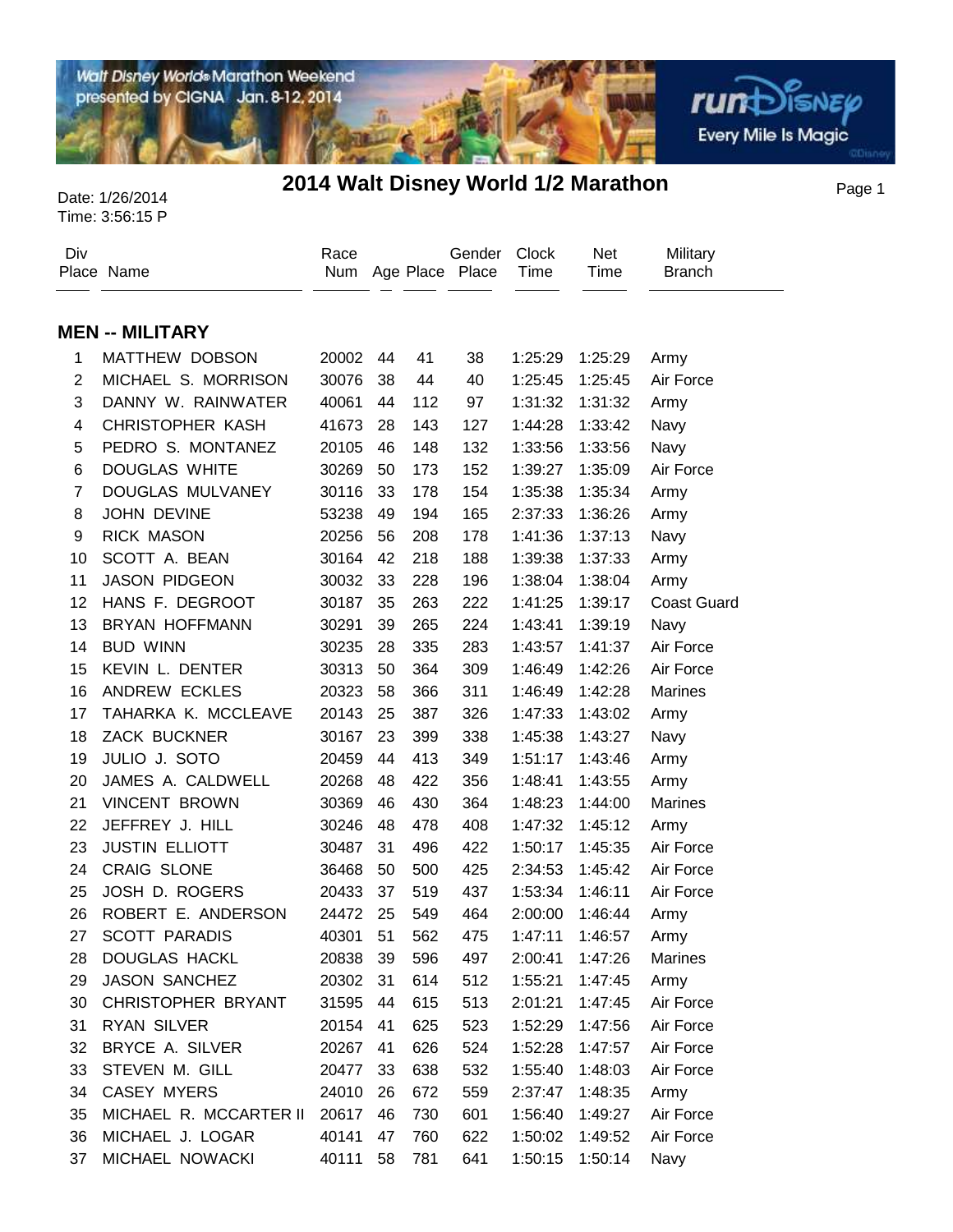# 2014 Walt Disney World 1/2 Marathon

Date: 1/26/2014
Time: 3:56:15 P

## MEN -- MILITARY

| Div Place | Name | Race Num | Age | Place | Gender Place | Clock Time | Net Time | Military Branch |
|---|---|---|---|---|---|---|---|---|
| 1 | MATTHEW DOBSON | 20002 | 44 | 41 | 38 | 1:25:29 | 1:25:29 | Army |
| 2 | MICHAEL S. MORRISON | 30076 | 38 | 44 | 40 | 1:25:45 | 1:25:45 | Air Force |
| 3 | DANNY W. RAINWATER | 40061 | 44 | 112 | 97 | 1:31:32 | 1:31:32 | Army |
| 4 | CHRISTOPHER KASH | 41673 | 28 | 143 | 127 | 1:44:28 | 1:33:42 | Navy |
| 5 | PEDRO S. MONTANEZ | 20105 | 46 | 148 | 132 | 1:33:56 | 1:33:56 | Navy |
| 6 | DOUGLAS WHITE | 30269 | 50 | 173 | 152 | 1:39:27 | 1:35:09 | Air Force |
| 7 | DOUGLAS MULVANEY | 30116 | 33 | 178 | 154 | 1:35:38 | 1:35:34 | Army |
| 8 | JOHN DEVINE | 53238 | 49 | 194 | 165 | 2:37:33 | 1:36:26 | Army |
| 9 | RICK MASON | 20256 | 56 | 208 | 178 | 1:41:36 | 1:37:13 | Navy |
| 10 | SCOTT A. BEAN | 30164 | 42 | 218 | 188 | 1:39:38 | 1:37:33 | Army |
| 11 | JASON PIDGEON | 30032 | 33 | 228 | 196 | 1:38:04 | 1:38:04 | Army |
| 12 | HANS F. DEGROOT | 30187 | 35 | 263 | 222 | 1:41:25 | 1:39:17 | Coast Guard |
| 13 | BRYAN HOFFMANN | 30291 | 39 | 265 | 224 | 1:43:41 | 1:39:19 | Navy |
| 14 | BUD WINN | 30235 | 28 | 335 | 283 | 1:43:57 | 1:41:37 | Air Force |
| 15 | KEVIN L. DENTER | 30313 | 50 | 364 | 309 | 1:46:49 | 1:42:26 | Air Force |
| 16 | ANDREW ECKLES | 20323 | 58 | 366 | 311 | 1:46:49 | 1:42:28 | Marines |
| 17 | TAHARKA K. MCCLEAVE | 20143 | 25 | 387 | 326 | 1:47:33 | 1:43:02 | Army |
| 18 | ZACK BUCKNER | 30167 | 23 | 399 | 338 | 1:45:38 | 1:43:27 | Navy |
| 19 | JULIO J. SOTO | 20459 | 44 | 413 | 349 | 1:51:17 | 1:43:46 | Army |
| 20 | JAMES A. CALDWELL | 20268 | 48 | 422 | 356 | 1:48:41 | 1:43:55 | Army |
| 21 | VINCENT BROWN | 30369 | 46 | 430 | 364 | 1:48:23 | 1:44:00 | Marines |
| 22 | JEFFREY J. HILL | 30246 | 48 | 478 | 408 | 1:47:32 | 1:45:12 | Army |
| 23 | JUSTIN ELLIOTT | 30487 | 31 | 496 | 422 | 1:50:17 | 1:45:35 | Air Force |
| 24 | CRAIG SLONE | 36468 | 50 | 500 | 425 | 2:34:53 | 1:45:42 | Air Force |
| 25 | JOSH D. ROGERS | 20433 | 37 | 519 | 437 | 1:53:34 | 1:46:11 | Air Force |
| 26 | ROBERT E. ANDERSON | 24472 | 25 | 549 | 464 | 2:00:00 | 1:46:44 | Army |
| 27 | SCOTT PARADIS | 40301 | 51 | 562 | 475 | 1:47:11 | 1:46:57 | Army |
| 28 | DOUGLAS HACKL | 20838 | 39 | 596 | 497 | 2:00:41 | 1:47:26 | Marines |
| 29 | JASON SANCHEZ | 20302 | 31 | 614 | 512 | 1:55:21 | 1:47:45 | Army |
| 30 | CHRISTOPHER BRYANT | 31595 | 44 | 615 | 513 | 2:01:21 | 1:47:45 | Air Force |
| 31 | RYAN SILVER | 20154 | 41 | 625 | 523 | 1:52:29 | 1:47:56 | Air Force |
| 32 | BRYCE A. SILVER | 20267 | 41 | 626 | 524 | 1:52:28 | 1:47:57 | Air Force |
| 33 | STEVEN M. GILL | 20477 | 33 | 638 | 532 | 1:55:40 | 1:48:03 | Air Force |
| 34 | CASEY MYERS | 24010 | 26 | 672 | 559 | 2:37:47 | 1:48:35 | Army |
| 35 | MICHAEL R. MCCARTER II | 20617 | 46 | 730 | 601 | 1:56:40 | 1:49:27 | Air Force |
| 36 | MICHAEL J. LOGAR | 40141 | 47 | 760 | 622 | 1:50:02 | 1:49:52 | Air Force |
| 37 | MICHAEL NOWACKI | 40111 | 58 | 781 | 641 | 1:50:15 | 1:50:14 | Navy |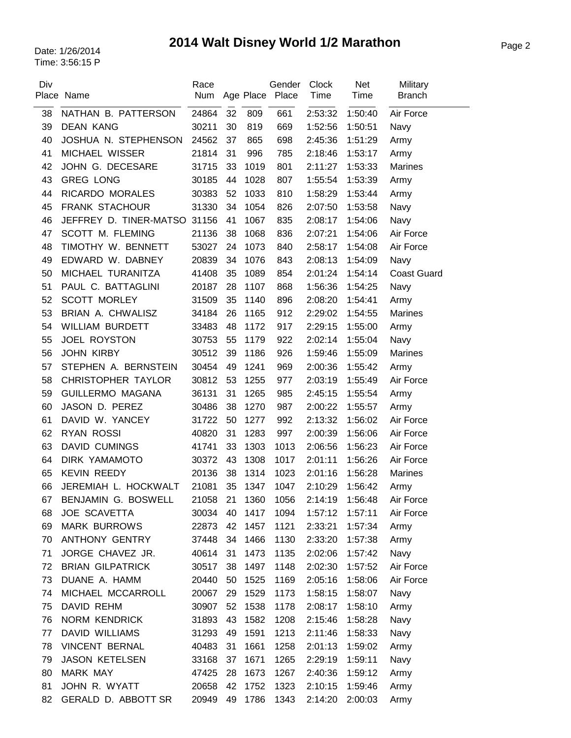# 2014 Walt Disney World 1/2 Marathon

Date: 1/26/2014
Time: 3:56:15 P

| Div Place | Name | Race Num | Age | Place | Gender Place | Clock Time | Net Time | Military Branch |
|---|---|---|---|---|---|---|---|---|
| 38 | NATHAN B. PATTERSON | 24864 | 32 | 809 | 661 | 2:53:32 | 1:50:40 | Air Force |
| 39 | DEAN KANG | 30211 | 30 | 819 | 669 | 1:52:56 | 1:50:51 | Navy |
| 40 | JOSHUA N. STEPHENSON | 24562 | 37 | 865 | 698 | 2:45:36 | 1:51:29 | Army |
| 41 | MICHAEL WISSER | 21814 | 31 | 996 | 785 | 2:18:46 | 1:53:17 | Army |
| 42 | JOHN G. DECESARE | 31715 | 33 | 1019 | 801 | 2:11:27 | 1:53:33 | Marines |
| 43 | GREG LONG | 30185 | 44 | 1028 | 807 | 1:55:54 | 1:53:39 | Army |
| 44 | RICARDO MORALES | 30383 | 52 | 1033 | 810 | 1:58:29 | 1:53:44 | Army |
| 45 | FRANK STACHOUR | 31330 | 34 | 1054 | 826 | 2:07:50 | 1:53:58 | Navy |
| 46 | JEFFREY D. TINER-MATSO | 31156 | 41 | 1067 | 835 | 2:08:17 | 1:54:06 | Navy |
| 47 | SCOTT M. FLEMING | 21136 | 38 | 1068 | 836 | 2:07:21 | 1:54:06 | Air Force |
| 48 | TIMOTHY W. BENNETT | 53027 | 24 | 1073 | 840 | 2:58:17 | 1:54:08 | Air Force |
| 49 | EDWARD W. DABNEY | 20839 | 34 | 1076 | 843 | 2:08:13 | 1:54:09 | Navy |
| 50 | MICHAEL TURANITZA | 41408 | 35 | 1089 | 854 | 2:01:24 | 1:54:14 | Coast Guard |
| 51 | PAUL C. BATTAGLINI | 20187 | 28 | 1107 | 868 | 1:56:36 | 1:54:25 | Navy |
| 52 | SCOTT MORLEY | 31509 | 35 | 1140 | 896 | 2:08:20 | 1:54:41 | Army |
| 53 | BRIAN A. CHWALISZ | 34184 | 26 | 1165 | 912 | 2:29:02 | 1:54:55 | Marines |
| 54 | WILLIAM BURDETT | 33483 | 48 | 1172 | 917 | 2:29:15 | 1:55:00 | Army |
| 55 | JOEL ROYSTON | 30753 | 55 | 1179 | 922 | 2:02:14 | 1:55:04 | Navy |
| 56 | JOHN KIRBY | 30512 | 39 | 1186 | 926 | 1:59:46 | 1:55:09 | Marines |
| 57 | STEPHEN A. BERNSTEIN | 30454 | 49 | 1241 | 969 | 2:00:36 | 1:55:42 | Army |
| 58 | CHRISTOPHER TAYLOR | 30812 | 53 | 1255 | 977 | 2:03:19 | 1:55:49 | Air Force |
| 59 | GUILLERMO MAGANA | 36131 | 31 | 1265 | 985 | 2:45:15 | 1:55:54 | Army |
| 60 | JASON D. PEREZ | 30486 | 38 | 1270 | 987 | 2:00:22 | 1:55:57 | Army |
| 61 | DAVID W. YANCEY | 31722 | 50 | 1277 | 992 | 2:13:32 | 1:56:02 | Air Force |
| 62 | RYAN ROSSI | 40820 | 31 | 1283 | 997 | 2:00:39 | 1:56:06 | Air Force |
| 63 | DAVID CUMINGS | 41741 | 33 | 1303 | 1013 | 2:06:56 | 1:56:23 | Air Force |
| 64 | DIRK YAMAMOTO | 30372 | 43 | 1308 | 1017 | 2:01:11 | 1:56:26 | Air Force |
| 65 | KEVIN REEDY | 20136 | 38 | 1314 | 1023 | 2:01:16 | 1:56:28 | Marines |
| 66 | JEREMIAH L. HOCKWALT | 21081 | 35 | 1347 | 1047 | 2:10:29 | 1:56:42 | Army |
| 67 | BENJAMIN G. BOSWELL | 21058 | 21 | 1360 | 1056 | 2:14:19 | 1:56:48 | Air Force |
| 68 | JOE SCAVETTA | 30034 | 40 | 1417 | 1094 | 1:57:12 | 1:57:11 | Air Force |
| 69 | MARK BURROWS | 22873 | 42 | 1457 | 1121 | 2:33:21 | 1:57:34 | Army |
| 70 | ANTHONY GENTRY | 37448 | 34 | 1466 | 1130 | 2:33:20 | 1:57:38 | Army |
| 71 | JORGE CHAVEZ JR. | 40614 | 31 | 1473 | 1135 | 2:02:06 | 1:57:42 | Navy |
| 72 | BRIAN GILPATRICK | 30517 | 38 | 1497 | 1148 | 2:02:30 | 1:57:52 | Air Force |
| 73 | DUANE A. HAMM | 20440 | 50 | 1525 | 1169 | 2:05:16 | 1:58:06 | Air Force |
| 74 | MICHAEL MCCARROLL | 20067 | 29 | 1529 | 1173 | 1:58:15 | 1:58:07 | Navy |
| 75 | DAVID REHM | 30907 | 52 | 1538 | 1178 | 2:08:17 | 1:58:10 | Army |
| 76 | NORM KENDRICK | 31893 | 43 | 1582 | 1208 | 2:15:46 | 1:58:28 | Navy |
| 77 | DAVID WILLIAMS | 31293 | 49 | 1591 | 1213 | 2:11:46 | 1:58:33 | Navy |
| 78 | VINCENT BERNAL | 40483 | 31 | 1661 | 1258 | 2:01:13 | 1:59:02 | Army |
| 79 | JASON KETELSEN | 33168 | 37 | 1671 | 1265 | 2:29:19 | 1:59:11 | Navy |
| 80 | MARK MAY | 47425 | 28 | 1673 | 1267 | 2:40:36 | 1:59:12 | Army |
| 81 | JOHN R. WYATT | 20658 | 42 | 1752 | 1323 | 2:10:15 | 1:59:46 | Army |
| 82 | GERALD D. ABBOTT SR | 20949 | 49 | 1786 | 1343 | 2:14:20 | 2:00:03 | Army |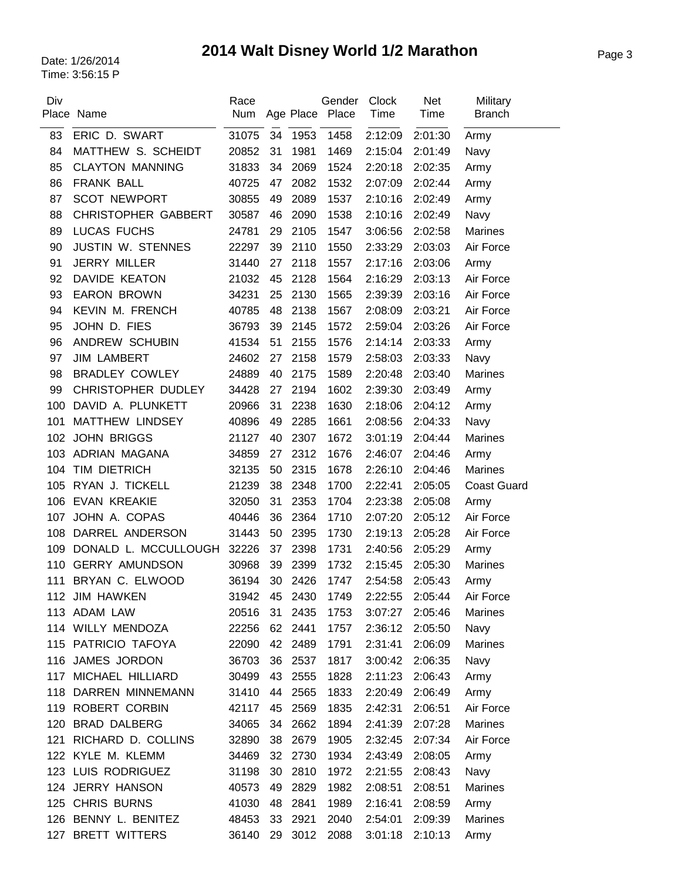# 2014 Walt Disney World 1/2 Marathon

Date: 1/26/2014
Time: 3:56:15 P

| Div Place | Name | Race Num | Age | Place | Gender Place | Clock Time | Net Time | Military Branch |
|---|---|---|---|---|---|---|---|---|
| 83 | ERIC D. SWART | 31075 | 34 | 1953 | 1458 | 2:12:09 | 2:01:30 | Army |
| 84 | MATTHEW S. SCHEIDT | 20852 | 31 | 1981 | 1469 | 2:15:04 | 2:01:49 | Navy |
| 85 | CLAYTON MANNING | 31833 | 34 | 2069 | 1524 | 2:20:18 | 2:02:35 | Army |
| 86 | FRANK BALL | 40725 | 47 | 2082 | 1532 | 2:07:09 | 2:02:44 | Army |
| 87 | SCOT NEWPORT | 30855 | 49 | 2089 | 1537 | 2:10:16 | 2:02:49 | Army |
| 88 | CHRISTOPHER GABBERT | 30587 | 46 | 2090 | 1538 | 2:10:16 | 2:02:49 | Navy |
| 89 | LUCAS FUCHS | 24781 | 29 | 2105 | 1547 | 3:06:56 | 2:02:58 | Marines |
| 90 | JUSTIN W. STENNES | 22297 | 39 | 2110 | 1550 | 2:33:29 | 2:03:03 | Air Force |
| 91 | JERRY MILLER | 31440 | 27 | 2118 | 1557 | 2:17:16 | 2:03:06 | Army |
| 92 | DAVIDE KEATON | 21032 | 45 | 2128 | 1564 | 2:16:29 | 2:03:13 | Air Force |
| 93 | EARON BROWN | 34231 | 25 | 2130 | 1565 | 2:39:39 | 2:03:16 | Air Force |
| 94 | KEVIN M. FRENCH | 40785 | 48 | 2138 | 1567 | 2:08:09 | 2:03:21 | Air Force |
| 95 | JOHN D. FIES | 36793 | 39 | 2145 | 1572 | 2:59:04 | 2:03:26 | Air Force |
| 96 | ANDREW SCHUBIN | 41534 | 51 | 2155 | 1576 | 2:14:14 | 2:03:33 | Army |
| 97 | JIM LAMBERT | 24602 | 27 | 2158 | 1579 | 2:58:03 | 2:03:33 | Navy |
| 98 | BRADLEY COWLEY | 24889 | 40 | 2175 | 1589 | 2:20:48 | 2:03:40 | Marines |
| 99 | CHRISTOPHER DUDLEY | 34428 | 27 | 2194 | 1602 | 2:39:30 | 2:03:49 | Army |
| 100 | DAVID A. PLUNKETT | 20966 | 31 | 2238 | 1630 | 2:18:06 | 2:04:12 | Army |
| 101 | MATTHEW LINDSEY | 40896 | 49 | 2285 | 1661 | 2:08:56 | 2:04:33 | Navy |
| 102 | JOHN BRIGGS | 21127 | 40 | 2307 | 1672 | 3:01:19 | 2:04:44 | Marines |
| 103 | ADRIAN MAGANA | 34859 | 27 | 2312 | 1676 | 2:46:07 | 2:04:46 | Army |
| 104 | TIM DIETRICH | 32135 | 50 | 2315 | 1678 | 2:26:10 | 2:04:46 | Marines |
| 105 | RYAN J. TICKELL | 21239 | 38 | 2348 | 1700 | 2:22:41 | 2:05:05 | Coast Guard |
| 106 | EVAN KREAKIE | 32050 | 31 | 2353 | 1704 | 2:23:38 | 2:05:08 | Army |
| 107 | JOHN A. COPAS | 40446 | 36 | 2364 | 1710 | 2:07:20 | 2:05:12 | Air Force |
| 108 | DARREL ANDERSON | 31443 | 50 | 2395 | 1730 | 2:19:13 | 2:05:28 | Air Force |
| 109 | DONALD L. MCCULLOUGH | 32226 | 37 | 2398 | 1731 | 2:40:56 | 2:05:29 | Army |
| 110 | GERRY AMUNDSON | 30968 | 39 | 2399 | 1732 | 2:15:45 | 2:05:30 | Marines |
| 111 | BRYAN C. ELWOOD | 36194 | 30 | 2426 | 1747 | 2:54:58 | 2:05:43 | Army |
| 112 | JIM HAWKEN | 31942 | 45 | 2430 | 1749 | 2:22:55 | 2:05:44 | Air Force |
| 113 | ADAM LAW | 20516 | 31 | 2435 | 1753 | 3:07:27 | 2:05:46 | Marines |
| 114 | WILLY MENDOZA | 22256 | 62 | 2441 | 1757 | 2:36:12 | 2:05:50 | Navy |
| 115 | PATRICIO TAFOYA | 22090 | 42 | 2489 | 1791 | 2:31:41 | 2:06:09 | Marines |
| 116 | JAMES JORDON | 36703 | 36 | 2537 | 1817 | 3:00:42 | 2:06:35 | Navy |
| 117 | MICHAEL HILLIARD | 30499 | 43 | 2555 | 1828 | 2:11:23 | 2:06:43 | Army |
| 118 | DARREN MINNEMANN | 31410 | 44 | 2565 | 1833 | 2:20:49 | 2:06:49 | Army |
| 119 | ROBERT CORBIN | 42117 | 45 | 2569 | 1835 | 2:42:31 | 2:06:51 | Air Force |
| 120 | BRAD DALBERG | 34065 | 34 | 2662 | 1894 | 2:41:39 | 2:07:28 | Marines |
| 121 | RICHARD D. COLLINS | 32890 | 38 | 2679 | 1905 | 2:32:45 | 2:07:34 | Air Force |
| 122 | KYLE M. KLEMM | 34469 | 32 | 2730 | 1934 | 2:43:49 | 2:08:05 | Army |
| 123 | LUIS RODRIGUEZ | 31198 | 30 | 2810 | 1972 | 2:21:55 | 2:08:43 | Navy |
| 124 | JERRY HANSON | 40573 | 49 | 2829 | 1982 | 2:08:51 | 2:08:51 | Marines |
| 125 | CHRIS BURNS | 41030 | 48 | 2841 | 1989 | 2:16:41 | 2:08:59 | Army |
| 126 | BENNY L. BENITEZ | 48453 | 33 | 2921 | 2040 | 2:54:01 | 2:09:39 | Marines |
| 127 | BRETT WITTERS | 36140 | 29 | 3012 | 2088 | 3:01:18 | 2:10:13 | Army |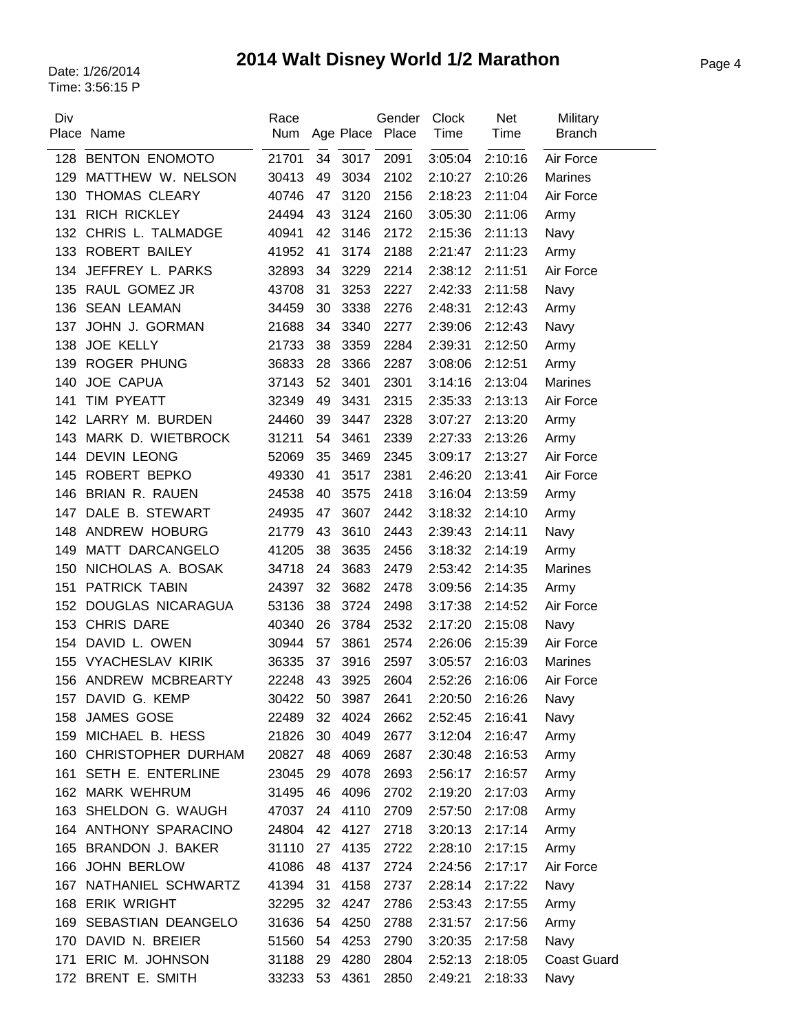# 2014 Walt Disney World 1/2 Marathon

Date: 1/26/2014
Time: 3:56:15 P

| Div Place | Name | Race Num | Age | Place | Gender Place | Clock Time | Net Time | Military Branch |
|---|---|---|---|---|---|---|---|---|
| 128 | BENTON ENOMOTO | 21701 | 34 | 3017 | 2091 | 3:05:04 | 2:10:16 | Air Force |
| 129 | MATTHEW W. NELSON | 30413 | 49 | 3034 | 2102 | 2:10:27 | 2:10:26 | Marines |
| 130 | THOMAS CLEARY | 40746 | 47 | 3120 | 2156 | 2:18:23 | 2:11:04 | Air Force |
| 131 | RICH RICKLEY | 24494 | 43 | 3124 | 2160 | 3:05:30 | 2:11:06 | Army |
| 132 | CHRIS L. TALMADGE | 40941 | 42 | 3146 | 2172 | 2:15:36 | 2:11:13 | Navy |
| 133 | ROBERT BAILEY | 41952 | 41 | 3174 | 2188 | 2:21:47 | 2:11:23 | Army |
| 134 | JEFFREY L. PARKS | 32893 | 34 | 3229 | 2214 | 2:38:12 | 2:11:51 | Air Force |
| 135 | RAUL GOMEZ JR | 43708 | 31 | 3253 | 2227 | 2:42:33 | 2:11:58 | Navy |
| 136 | SEAN LEAMAN | 34459 | 30 | 3338 | 2276 | 2:48:31 | 2:12:43 | Army |
| 137 | JOHN J. GORMAN | 21688 | 34 | 3340 | 2277 | 2:39:06 | 2:12:43 | Navy |
| 138 | JOE KELLY | 21733 | 38 | 3359 | 2284 | 2:39:31 | 2:12:50 | Army |
| 139 | ROGER PHUNG | 36833 | 28 | 3366 | 2287 | 3:08:06 | 2:12:51 | Army |
| 140 | JOE CAPUA | 37143 | 52 | 3401 | 2301 | 3:14:16 | 2:13:04 | Marines |
| 141 | TIM PYEATT | 32349 | 49 | 3431 | 2315 | 2:35:33 | 2:13:13 | Air Force |
| 142 | LARRY M. BURDEN | 24460 | 39 | 3447 | 2328 | 3:07:27 | 2:13:20 | Army |
| 143 | MARK D. WIETBROCK | 31211 | 54 | 3461 | 2339 | 2:27:33 | 2:13:26 | Army |
| 144 | DEVIN LEONG | 52069 | 35 | 3469 | 2345 | 3:09:17 | 2:13:27 | Air Force |
| 145 | ROBERT BEPKO | 49330 | 41 | 3517 | 2381 | 2:46:20 | 2:13:41 | Air Force |
| 146 | BRIAN R. RAUEN | 24538 | 40 | 3575 | 2418 | 3:16:04 | 2:13:59 | Army |
| 147 | DALE B. STEWART | 24935 | 47 | 3607 | 2442 | 3:18:32 | 2:14:10 | Army |
| 148 | ANDREW HOBURG | 21779 | 43 | 3610 | 2443 | 2:39:43 | 2:14:11 | Navy |
| 149 | MATT DARCANGELO | 41205 | 38 | 3635 | 2456 | 3:18:32 | 2:14:19 | Army |
| 150 | NICHOLAS A. BOSAK | 34718 | 24 | 3683 | 2479 | 2:53:42 | 2:14:35 | Marines |
| 151 | PATRICK TABIN | 24397 | 32 | 3682 | 2478 | 3:09:56 | 2:14:35 | Army |
| 152 | DOUGLAS NICARAGUA | 53136 | 38 | 3724 | 2498 | 3:17:38 | 2:14:52 | Air Force |
| 153 | CHRIS DARE | 40340 | 26 | 3784 | 2532 | 2:17:20 | 2:15:08 | Navy |
| 154 | DAVID L. OWEN | 30944 | 57 | 3861 | 2574 | 2:26:06 | 2:15:39 | Air Force |
| 155 | VYACHESLAV KIRIK | 36335 | 37 | 3916 | 2597 | 3:05:57 | 2:16:03 | Marines |
| 156 | ANDREW MCBREARTY | 22248 | 43 | 3925 | 2604 | 2:52:26 | 2:16:06 | Air Force |
| 157 | DAVID G. KEMP | 30422 | 50 | 3987 | 2641 | 2:20:50 | 2:16:26 | Navy |
| 158 | JAMES GOSE | 22489 | 32 | 4024 | 2662 | 2:52:45 | 2:16:41 | Navy |
| 159 | MICHAEL B. HESS | 21826 | 30 | 4049 | 2677 | 3:12:04 | 2:16:47 | Army |
| 160 | CHRISTOPHER DURHAM | 20827 | 48 | 4069 | 2687 | 2:30:48 | 2:16:53 | Army |
| 161 | SETH E. ENTERLINE | 23045 | 29 | 4078 | 2693 | 2:56:17 | 2:16:57 | Army |
| 162 | MARK WEHRUM | 31495 | 46 | 4096 | 2702 | 2:19:20 | 2:17:03 | Army |
| 163 | SHELDON G. WAUGH | 47037 | 24 | 4110 | 2709 | 2:57:50 | 2:17:08 | Army |
| 164 | ANTHONY SPARACINO | 24804 | 42 | 4127 | 2718 | 3:20:13 | 2:17:14 | Army |
| 165 | BRANDON J. BAKER | 31110 | 27 | 4135 | 2722 | 2:28:10 | 2:17:15 | Army |
| 166 | JOHN BERLOW | 41086 | 48 | 4137 | 2724 | 2:24:56 | 2:17:17 | Air Force |
| 167 | NATHANIEL SCHWARTZ | 41394 | 31 | 4158 | 2737 | 2:28:14 | 2:17:22 | Navy |
| 168 | ERIK WRIGHT | 32295 | 32 | 4247 | 2786 | 2:53:43 | 2:17:55 | Army |
| 169 | SEBASTIAN DEANGELO | 31636 | 54 | 4250 | 2788 | 2:31:57 | 2:17:56 | Army |
| 170 | DAVID N. BREIER | 51560 | 54 | 4253 | 2790 | 3:20:35 | 2:17:58 | Navy |
| 171 | ERIC M. JOHNSON | 31188 | 29 | 4280 | 2804 | 2:52:13 | 2:18:05 | Coast Guard |
| 172 | BRENT E. SMITH | 33233 | 53 | 4361 | 2850 | 2:49:21 | 2:18:33 | Navy |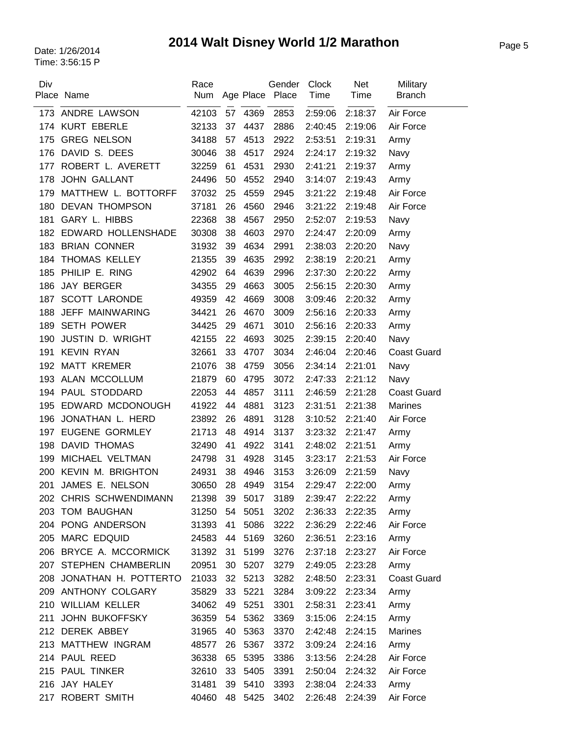# 2014 Walt Disney World 1/2 Marathon

Date: 1/26/2014
Time: 3:56:15 P

| Div Place | Name | Race Num | Age | Place | Gender Place | Clock Time | Net Time | Military Branch |
|---|---|---|---|---|---|---|---|---|
| 173 | ANDRE LAWSON | 42103 | 57 | 4369 | 2853 | 2:59:06 | 2:18:37 | Air Force |
| 174 | KURT EBERLE | 32133 | 37 | 4437 | 2886 | 2:40:45 | 2:19:06 | Air Force |
| 175 | GREG NELSON | 34188 | 57 | 4513 | 2922 | 2:53:51 | 2:19:31 | Army |
| 176 | DAVID S. DEES | 30046 | 38 | 4517 | 2924 | 2:24:17 | 2:19:32 | Navy |
| 177 | ROBERT L. AVERETT | 32259 | 61 | 4531 | 2930 | 2:41:21 | 2:19:37 | Army |
| 178 | JOHN GALLANT | 24496 | 50 | 4552 | 2940 | 3:14:07 | 2:19:43 | Army |
| 179 | MATTHEW L. BOTTORFF | 37032 | 25 | 4559 | 2945 | 3:21:22 | 2:19:48 | Air Force |
| 180 | DEVAN THOMPSON | 37181 | 26 | 4560 | 2946 | 3:21:22 | 2:19:48 | Air Force |
| 181 | GARY L. HIBBS | 22368 | 38 | 4567 | 2950 | 2:52:07 | 2:19:53 | Navy |
| 182 | EDWARD HOLLENSHADE | 30308 | 38 | 4603 | 2970 | 2:24:47 | 2:20:09 | Army |
| 183 | BRIAN CONNER | 31932 | 39 | 4634 | 2991 | 2:38:03 | 2:20:20 | Navy |
| 184 | THOMAS KELLEY | 21355 | 39 | 4635 | 2992 | 2:38:19 | 2:20:21 | Army |
| 185 | PHILIP E. RING | 42902 | 64 | 4639 | 2996 | 2:37:30 | 2:20:22 | Army |
| 186 | JAY BERGER | 34355 | 29 | 4663 | 3005 | 2:56:15 | 2:20:30 | Army |
| 187 | SCOTT LARONDE | 49359 | 42 | 4669 | 3008 | 3:09:46 | 2:20:32 | Army |
| 188 | JEFF MAINWARING | 34421 | 26 | 4670 | 3009 | 2:56:16 | 2:20:33 | Army |
| 189 | SETH POWER | 34425 | 29 | 4671 | 3010 | 2:56:16 | 2:20:33 | Army |
| 190 | JUSTIN D. WRIGHT | 42155 | 22 | 4693 | 3025 | 2:39:15 | 2:20:40 | Navy |
| 191 | KEVIN RYAN | 32661 | 33 | 4707 | 3034 | 2:46:04 | 2:20:46 | Coast Guard |
| 192 | MATT KREMER | 21076 | 38 | 4759 | 3056 | 2:34:14 | 2:21:01 | Navy |
| 193 | ALAN MCCOLLUM | 21879 | 60 | 4795 | 3072 | 2:47:33 | 2:21:12 | Navy |
| 194 | PAUL STODDARD | 22053 | 44 | 4857 | 3111 | 2:46:59 | 2:21:28 | Coast Guard |
| 195 | EDWARD MCDONOUGH | 41922 | 44 | 4881 | 3123 | 2:31:51 | 2:21:38 | Marines |
| 196 | JONATHAN L. HERD | 23892 | 26 | 4891 | 3128 | 3:10:52 | 2:21:40 | Air Force |
| 197 | EUGENE GORMLEY | 21713 | 48 | 4914 | 3137 | 3:23:32 | 2:21:47 | Army |
| 198 | DAVID THOMAS | 32490 | 41 | 4922 | 3141 | 2:48:02 | 2:21:51 | Army |
| 199 | MICHAEL VELTMAN | 24798 | 31 | 4928 | 3145 | 3:23:17 | 2:21:53 | Air Force |
| 200 | KEVIN M. BRIGHTON | 24931 | 38 | 4946 | 3153 | 3:26:09 | 2:21:59 | Navy |
| 201 | JAMES E. NELSON | 30650 | 28 | 4949 | 3154 | 2:29:47 | 2:22:00 | Army |
| 202 | CHRIS SCHWENDIMANN | 21398 | 39 | 5017 | 3189 | 2:39:47 | 2:22:22 | Army |
| 203 | TOM BAUGHAN | 31250 | 54 | 5051 | 3202 | 2:36:33 | 2:22:35 | Army |
| 204 | PONG ANDERSON | 31393 | 41 | 5086 | 3222 | 2:36:29 | 2:22:46 | Air Force |
| 205 | MARC EDQUID | 24583 | 44 | 5169 | 3260 | 2:36:51 | 2:23:16 | Army |
| 206 | BRYCE A. MCCORMICK | 31392 | 31 | 5199 | 3276 | 2:37:18 | 2:23:27 | Air Force |
| 207 | STEPHEN CHAMBERLIN | 20951 | 30 | 5207 | 3279 | 2:49:05 | 2:23:28 | Army |
| 208 | JONATHAN H. POTTERTO | 21033 | 32 | 5213 | 3282 | 2:48:50 | 2:23:31 | Coast Guard |
| 209 | ANTHONY COLGARY | 35829 | 33 | 5221 | 3284 | 3:09:22 | 2:23:34 | Army |
| 210 | WILLIAM KELLER | 34062 | 49 | 5251 | 3301 | 2:58:31 | 2:23:41 | Army |
| 211 | JOHN BUKOFFSKY | 36359 | 54 | 5362 | 3369 | 3:15:06 | 2:24:15 | Army |
| 212 | DEREK ABBEY | 31965 | 40 | 5363 | 3370 | 2:42:48 | 2:24:15 | Marines |
| 213 | MATTHEW INGRAM | 48577 | 26 | 5367 | 3372 | 3:09:24 | 2:24:16 | Army |
| 214 | PAUL REED | 36338 | 65 | 5395 | 3386 | 3:13:56 | 2:24:28 | Air Force |
| 215 | PAUL TINKER | 32610 | 33 | 5405 | 3391 | 2:50:04 | 2:24:32 | Air Force |
| 216 | JAY HALEY | 31481 | 39 | 5410 | 3393 | 2:38:04 | 2:24:33 | Army |
| 217 | ROBERT SMITH | 40460 | 48 | 5425 | 3402 | 2:26:48 | 2:24:39 | Air Force |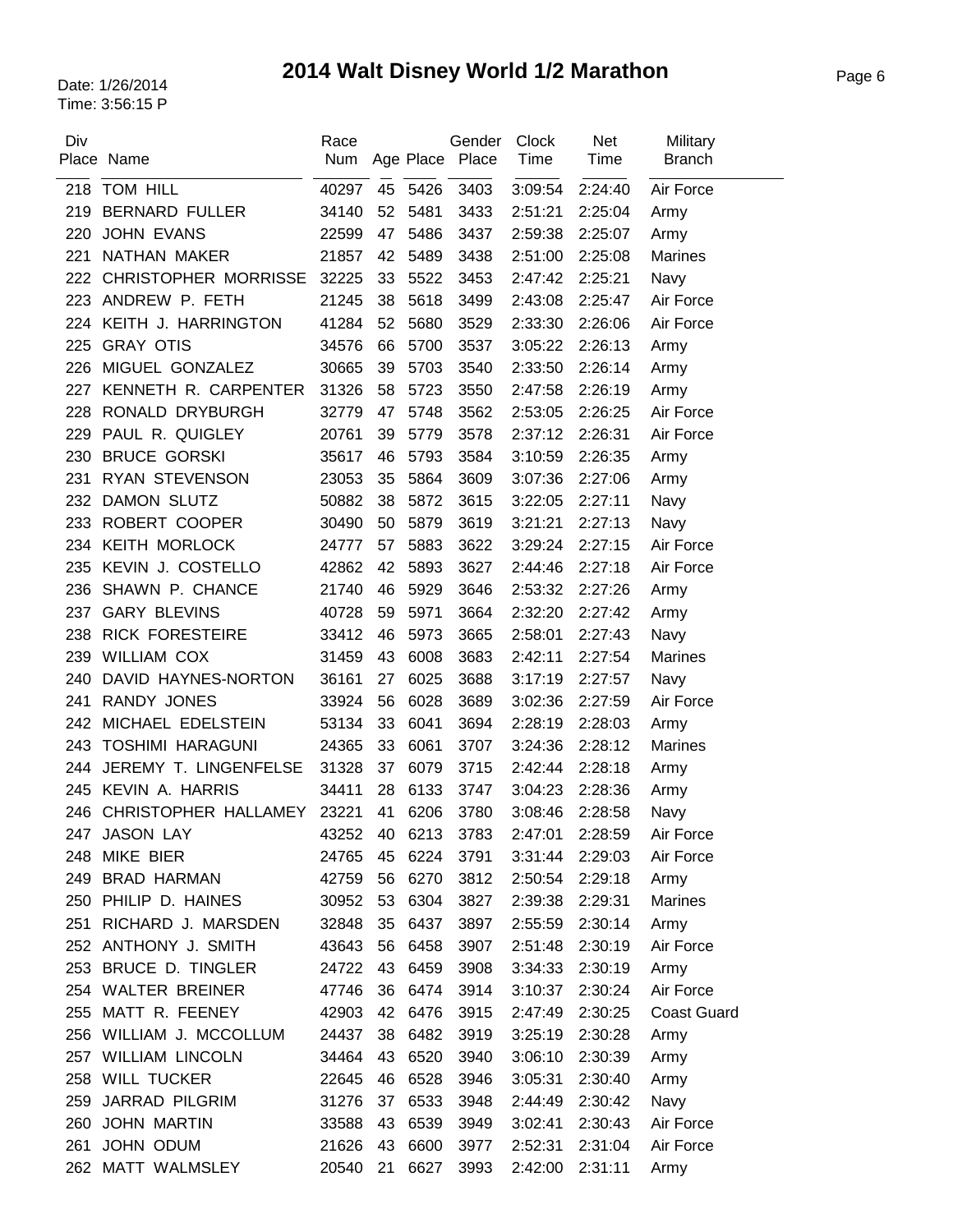# 2014 Walt Disney World 1/2 Marathon

Date: 1/26/2014
Time: 3:56:15 P

| Div Place | Name | Race Num | Age | Place | Gender Place | Clock Time | Net Time | Military Branch |
|---|---|---|---|---|---|---|---|---|
| 218 | TOM HILL | 40297 | 45 | 5426 | 3403 | 3:09:54 | 2:24:40 | Air Force |
| 219 | BERNARD FULLER | 34140 | 52 | 5481 | 3433 | 2:51:21 | 2:25:04 | Army |
| 220 | JOHN EVANS | 22599 | 47 | 5486 | 3437 | 2:59:38 | 2:25:07 | Army |
| 221 | NATHAN MAKER | 21857 | 42 | 5489 | 3438 | 2:51:00 | 2:25:08 | Marines |
| 222 | CHRISTOPHER MORRISSE | 32225 | 33 | 5522 | 3453 | 2:47:42 | 2:25:21 | Navy |
| 223 | ANDREW P. FETH | 21245 | 38 | 5618 | 3499 | 2:43:08 | 2:25:47 | Air Force |
| 224 | KEITH J. HARRINGTON | 41284 | 52 | 5680 | 3529 | 2:33:30 | 2:26:06 | Air Force |
| 225 | GRAY OTIS | 34576 | 66 | 5700 | 3537 | 3:05:22 | 2:26:13 | Army |
| 226 | MIGUEL GONZALEZ | 30665 | 39 | 5703 | 3540 | 2:33:50 | 2:26:14 | Army |
| 227 | KENNETH R. CARPENTER | 31326 | 58 | 5723 | 3550 | 2:47:58 | 2:26:19 | Army |
| 228 | RONALD DRYBURGH | 32779 | 47 | 5748 | 3562 | 2:53:05 | 2:26:25 | Air Force |
| 229 | PAUL R. QUIGLEY | 20761 | 39 | 5779 | 3578 | 2:37:12 | 2:26:31 | Air Force |
| 230 | BRUCE GORSKI | 35617 | 46 | 5793 | 3584 | 3:10:59 | 2:26:35 | Army |
| 231 | RYAN STEVENSON | 23053 | 35 | 5864 | 3609 | 3:07:36 | 2:27:06 | Army |
| 232 | DAMON SLUTZ | 50882 | 38 | 5872 | 3615 | 3:22:05 | 2:27:11 | Navy |
| 233 | ROBERT COOPER | 30490 | 50 | 5879 | 3619 | 3:21:21 | 2:27:13 | Navy |
| 234 | KEITH MORLOCK | 24777 | 57 | 5883 | 3622 | 3:29:24 | 2:27:15 | Air Force |
| 235 | KEVIN J. COSTELLO | 42862 | 42 | 5893 | 3627 | 2:44:46 | 2:27:18 | Air Force |
| 236 | SHAWN P. CHANCE | 21740 | 46 | 5929 | 3646 | 2:53:32 | 2:27:26 | Army |
| 237 | GARY BLEVINS | 40728 | 59 | 5971 | 3664 | 2:32:20 | 2:27:42 | Army |
| 238 | RICK FORESTEIRE | 33412 | 46 | 5973 | 3665 | 2:58:01 | 2:27:43 | Navy |
| 239 | WILLIAM COX | 31459 | 43 | 6008 | 3683 | 2:42:11 | 2:27:54 | Marines |
| 240 | DAVID HAYNES-NORTON | 36161 | 27 | 6025 | 3688 | 3:17:19 | 2:27:57 | Navy |
| 241 | RANDY JONES | 33924 | 56 | 6028 | 3689 | 3:02:36 | 2:27:59 | Air Force |
| 242 | MICHAEL EDELSTEIN | 53134 | 33 | 6041 | 3694 | 2:28:19 | 2:28:03 | Army |
| 243 | TOSHIMI HARAGUNI | 24365 | 33 | 6061 | 3707 | 3:24:36 | 2:28:12 | Marines |
| 244 | JEREMY T. LINGENFELSE | 31328 | 37 | 6079 | 3715 | 2:42:44 | 2:28:18 | Army |
| 245 | KEVIN A. HARRIS | 34411 | 28 | 6133 | 3747 | 3:04:23 | 2:28:36 | Army |
| 246 | CHRISTOPHER HALLAMEY | 23221 | 41 | 6206 | 3780 | 3:08:46 | 2:28:58 | Navy |
| 247 | JASON LAY | 43252 | 40 | 6213 | 3783 | 2:47:01 | 2:28:59 | Air Force |
| 248 | MIKE BIER | 24765 | 45 | 6224 | 3791 | 3:31:44 | 2:29:03 | Air Force |
| 249 | BRAD HARMAN | 42759 | 56 | 6270 | 3812 | 2:50:54 | 2:29:18 | Army |
| 250 | PHILIP D. HAINES | 30952 | 53 | 6304 | 3827 | 2:39:38 | 2:29:31 | Marines |
| 251 | RICHARD J. MARSDEN | 32848 | 35 | 6437 | 3897 | 2:55:59 | 2:30:14 | Army |
| 252 | ANTHONY J. SMITH | 43643 | 56 | 6458 | 3907 | 2:51:48 | 2:30:19 | Air Force |
| 253 | BRUCE D. TINGLER | 24722 | 43 | 6459 | 3908 | 3:34:33 | 2:30:19 | Army |
| 254 | WALTER BREINER | 47746 | 36 | 6474 | 3914 | 3:10:37 | 2:30:24 | Air Force |
| 255 | MATT R. FEENEY | 42903 | 42 | 6476 | 3915 | 2:47:49 | 2:30:25 | Coast Guard |
| 256 | WILLIAM J. MCCOLLUM | 24437 | 38 | 6482 | 3919 | 3:25:19 | 2:30:28 | Army |
| 257 | WILLIAM LINCOLN | 34464 | 43 | 6520 | 3940 | 3:06:10 | 2:30:39 | Army |
| 258 | WILL TUCKER | 22645 | 46 | 6528 | 3946 | 3:05:31 | 2:30:40 | Army |
| 259 | JARRAD PILGRIM | 31276 | 37 | 6533 | 3948 | 2:44:49 | 2:30:42 | Navy |
| 260 | JOHN MARTIN | 33588 | 43 | 6539 | 3949 | 3:02:41 | 2:30:43 | Air Force |
| 261 | JOHN ODUM | 21626 | 43 | 6600 | 3977 | 2:52:31 | 2:31:04 | Air Force |
| 262 | MATT WALMSLEY | 20540 | 21 | 6627 | 3993 | 2:42:00 | 2:31:11 | Army |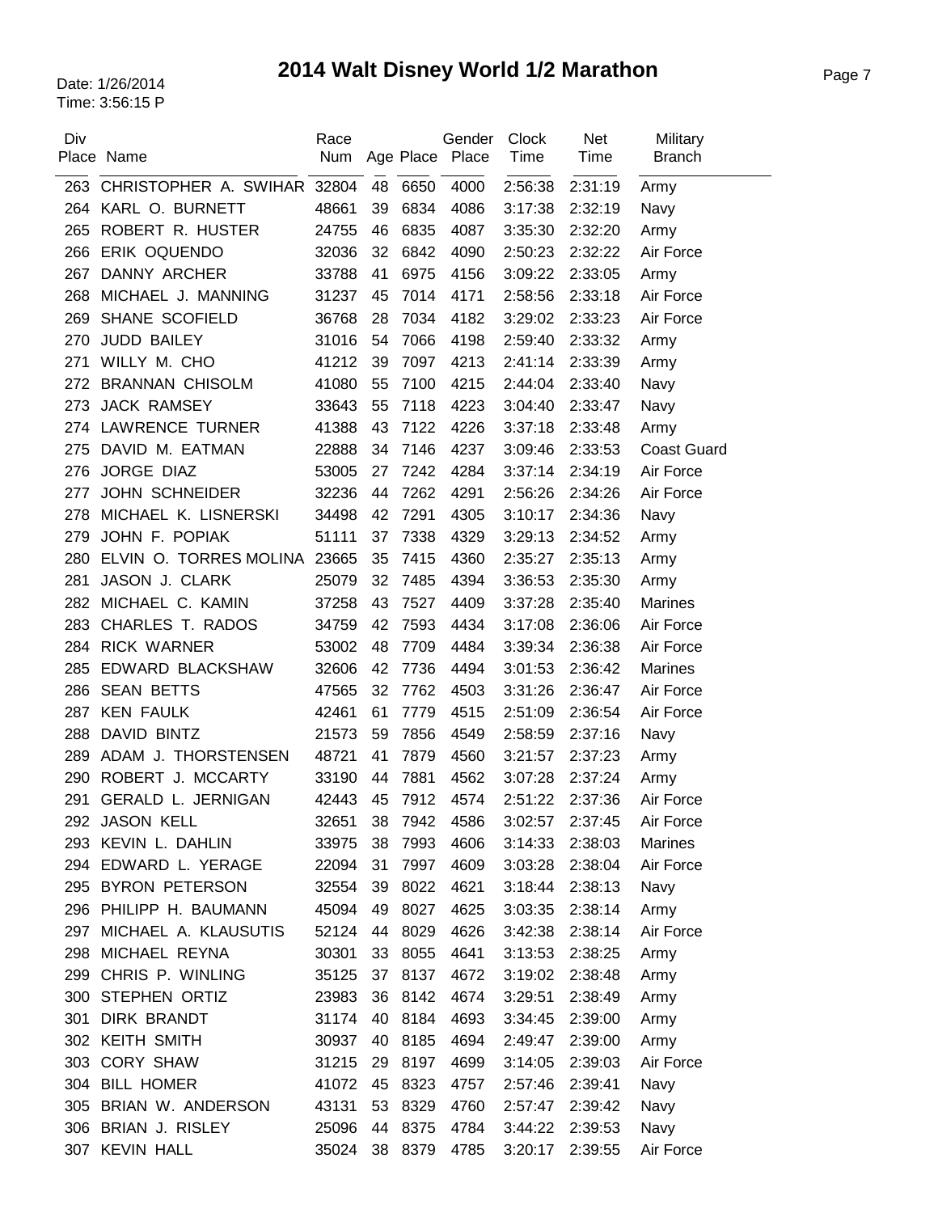# 2014 Walt Disney World 1/2 Marathon

Date: 1/26/2014
Time: 3:56:15 P

| Div Place | Name | Race Num | Age | Place | Gender Place | Clock Time | Net Time | Military Branch |
|---|---|---|---|---|---|---|---|---|
| 263 | CHRISTOPHER A. SWIHAR | 32804 | 48 | 6650 | 4000 | 2:56:38 | 2:31:19 | Army |
| 264 | KARL O. BURNETT | 48661 | 39 | 6834 | 4086 | 3:17:38 | 2:32:19 | Navy |
| 265 | ROBERT R. HUSTER | 24755 | 46 | 6835 | 4087 | 3:35:30 | 2:32:20 | Army |
| 266 | ERIK OQUENDO | 32036 | 32 | 6842 | 4090 | 2:50:23 | 2:32:22 | Air Force |
| 267 | DANNY ARCHER | 33788 | 41 | 6975 | 4156 | 3:09:22 | 2:33:05 | Army |
| 268 | MICHAEL J. MANNING | 31237 | 45 | 7014 | 4171 | 2:58:56 | 2:33:18 | Air Force |
| 269 | SHANE SCOFIELD | 36768 | 28 | 7034 | 4182 | 3:29:02 | 2:33:23 | Air Force |
| 270 | JUDD BAILEY | 31016 | 54 | 7066 | 4198 | 2:59:40 | 2:33:32 | Army |
| 271 | WILLY M. CHO | 41212 | 39 | 7097 | 4213 | 2:41:14 | 2:33:39 | Army |
| 272 | BRANNAN CHISOLM | 41080 | 55 | 7100 | 4215 | 2:44:04 | 2:33:40 | Navy |
| 273 | JACK RAMSEY | 33643 | 55 | 7118 | 4223 | 3:04:40 | 2:33:47 | Navy |
| 274 | LAWRENCE TURNER | 41388 | 43 | 7122 | 4226 | 3:37:18 | 2:33:48 | Army |
| 275 | DAVID M. EATMAN | 22888 | 34 | 7146 | 4237 | 3:09:46 | 2:33:53 | Coast Guard |
| 276 | JORGE DIAZ | 53005 | 27 | 7242 | 4284 | 3:37:14 | 2:34:19 | Air Force |
| 277 | JOHN SCHNEIDER | 32236 | 44 | 7262 | 4291 | 2:56:26 | 2:34:26 | Air Force |
| 278 | MICHAEL K. LISNERSKI | 34498 | 42 | 7291 | 4305 | 3:10:17 | 2:34:36 | Navy |
| 279 | JOHN F. POPIAK | 51111 | 37 | 7338 | 4329 | 3:29:13 | 2:34:52 | Army |
| 280 | ELVIN O. TORRES MOLINA | 23665 | 35 | 7415 | 4360 | 2:35:27 | 2:35:13 | Army |
| 281 | JASON J. CLARK | 25079 | 32 | 7485 | 4394 | 3:36:53 | 2:35:30 | Army |
| 282 | MICHAEL C. KAMIN | 37258 | 43 | 7527 | 4409 | 3:37:28 | 2:35:40 | Marines |
| 283 | CHARLES T. RADOS | 34759 | 42 | 7593 | 4434 | 3:17:08 | 2:36:06 | Air Force |
| 284 | RICK WARNER | 53002 | 48 | 7709 | 4484 | 3:39:34 | 2:36:38 | Air Force |
| 285 | EDWARD BLACKSHAW | 32606 | 42 | 7736 | 4494 | 3:01:53 | 2:36:42 | Marines |
| 286 | SEAN BETTS | 47565 | 32 | 7762 | 4503 | 3:31:26 | 2:36:47 | Air Force |
| 287 | KEN FAULK | 42461 | 61 | 7779 | 4515 | 2:51:09 | 2:36:54 | Air Force |
| 288 | DAVID BINTZ | 21573 | 59 | 7856 | 4549 | 2:58:59 | 2:37:16 | Navy |
| 289 | ADAM J. THORSTENSEN | 48721 | 41 | 7879 | 4560 | 3:21:57 | 2:37:23 | Army |
| 290 | ROBERT J. MCCARTY | 33190 | 44 | 7881 | 4562 | 3:07:28 | 2:37:24 | Army |
| 291 | GERALD L. JERNIGAN | 42443 | 45 | 7912 | 4574 | 2:51:22 | 2:37:36 | Air Force |
| 292 | JASON KELL | 32651 | 38 | 7942 | 4586 | 3:02:57 | 2:37:45 | Air Force |
| 293 | KEVIN L. DAHLIN | 33975 | 38 | 7993 | 4606 | 3:14:33 | 2:38:03 | Marines |
| 294 | EDWARD L. YERAGE | 22094 | 31 | 7997 | 4609 | 3:03:28 | 2:38:04 | Air Force |
| 295 | BYRON PETERSON | 32554 | 39 | 8022 | 4621 | 3:18:44 | 2:38:13 | Navy |
| 296 | PHILIPP H. BAUMANN | 45094 | 49 | 8027 | 4625 | 3:03:35 | 2:38:14 | Army |
| 297 | MICHAEL A. KLAUSUTIS | 52124 | 44 | 8029 | 4626 | 3:42:38 | 2:38:14 | Air Force |
| 298 | MICHAEL REYNA | 30301 | 33 | 8055 | 4641 | 3:13:53 | 2:38:25 | Army |
| 299 | CHRIS P. WINLING | 35125 | 37 | 8137 | 4672 | 3:19:02 | 2:38:48 | Army |
| 300 | STEPHEN ORTIZ | 23983 | 36 | 8142 | 4674 | 3:29:51 | 2:38:49 | Army |
| 301 | DIRK BRANDT | 31174 | 40 | 8184 | 4693 | 3:34:45 | 2:39:00 | Army |
| 302 | KEITH SMITH | 30937 | 40 | 8185 | 4694 | 2:49:47 | 2:39:00 | Army |
| 303 | CORY SHAW | 31215 | 29 | 8197 | 4699 | 3:14:05 | 2:39:03 | Air Force |
| 304 | BILL HOMER | 41072 | 45 | 8323 | 4757 | 2:57:46 | 2:39:41 | Navy |
| 305 | BRIAN W. ANDERSON | 43131 | 53 | 8329 | 4760 | 2:57:47 | 2:39:42 | Navy |
| 306 | BRIAN J. RISLEY | 25096 | 44 | 8375 | 4784 | 3:44:22 | 2:39:53 | Navy |
| 307 | KEVIN HALL | 35024 | 38 | 8379 | 4785 | 3:20:17 | 2:39:55 | Air Force |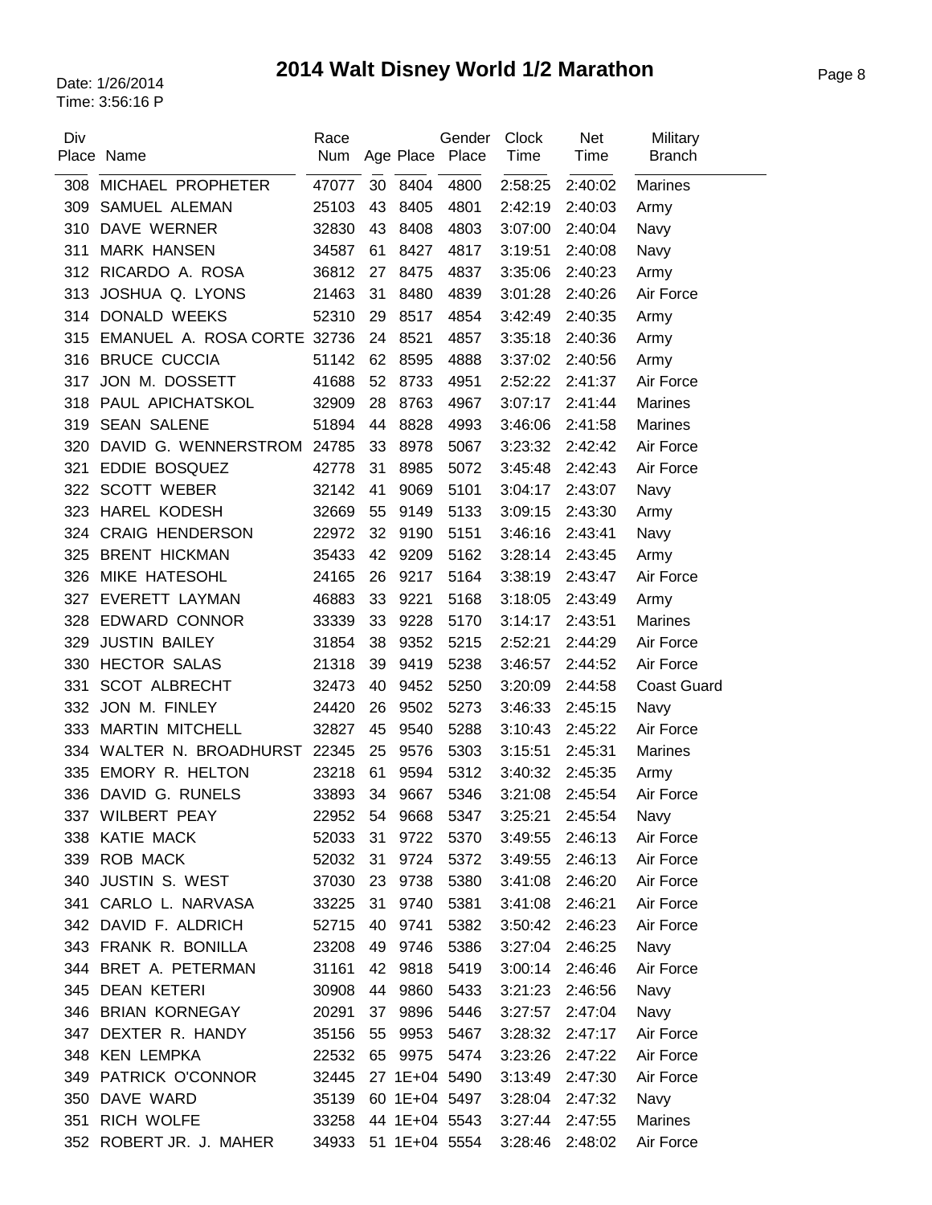# 2014 Walt Disney World 1/2 Marathon

Date: 1/26/2014
Time: 3:56:16 P

| Div Place | Name | Race Num | Age | Place | Gender Place | Clock Time | Net Time | Military Branch |
|---|---|---|---|---|---|---|---|---|
| 308 | MICHAEL PROPHETER | 47077 | 30 | 8404 | 4800 | 2:58:25 | 2:40:02 | Marines |
| 309 | SAMUEL ALEMAN | 25103 | 43 | 8405 | 4801 | 2:42:19 | 2:40:03 | Army |
| 310 | DAVE WERNER | 32830 | 43 | 8408 | 4803 | 3:07:00 | 2:40:04 | Navy |
| 311 | MARK HANSEN | 34587 | 61 | 8427 | 4817 | 3:19:51 | 2:40:08 | Navy |
| 312 | RICARDO A. ROSA | 36812 | 27 | 8475 | 4837 | 3:35:06 | 2:40:23 | Army |
| 313 | JOSHUA Q. LYONS | 21463 | 31 | 8480 | 4839 | 3:01:28 | 2:40:26 | Air Force |
| 314 | DONALD WEEKS | 52310 | 29 | 8517 | 4854 | 3:42:49 | 2:40:35 | Army |
| 315 | EMANUEL A. ROSA CORTE | 32736 | 24 | 8521 | 4857 | 3:35:18 | 2:40:36 | Army |
| 316 | BRUCE CUCCIA | 51142 | 62 | 8595 | 4888 | 3:37:02 | 2:40:56 | Army |
| 317 | JON M. DOSSETT | 41688 | 52 | 8733 | 4951 | 2:52:22 | 2:41:37 | Air Force |
| 318 | PAUL APICHATSKOL | 32909 | 28 | 8763 | 4967 | 3:07:17 | 2:41:44 | Marines |
| 319 | SEAN SALENE | 51894 | 44 | 8828 | 4993 | 3:46:06 | 2:41:58 | Marines |
| 320 | DAVID G. WENNERSTROM | 24785 | 33 | 8978 | 5067 | 3:23:32 | 2:42:42 | Air Force |
| 321 | EDDIE BOSQUEZ | 42778 | 31 | 8985 | 5072 | 3:45:48 | 2:42:43 | Air Force |
| 322 | SCOTT WEBER | 32142 | 41 | 9069 | 5101 | 3:04:17 | 2:43:07 | Navy |
| 323 | HAREL KODESH | 32669 | 55 | 9149 | 5133 | 3:09:15 | 2:43:30 | Army |
| 324 | CRAIG HENDERSON | 22972 | 32 | 9190 | 5151 | 3:46:16 | 2:43:41 | Navy |
| 325 | BRENT HICKMAN | 35433 | 42 | 9209 | 5162 | 3:28:14 | 2:43:45 | Army |
| 326 | MIKE HATESOHL | 24165 | 26 | 9217 | 5164 | 3:38:19 | 2:43:47 | Air Force |
| 327 | EVERETT LAYMAN | 46883 | 33 | 9221 | 5168 | 3:18:05 | 2:43:49 | Army |
| 328 | EDWARD CONNOR | 33339 | 33 | 9228 | 5170 | 3:14:17 | 2:43:51 | Marines |
| 329 | JUSTIN BAILEY | 31854 | 38 | 9352 | 5215 | 2:52:21 | 2:44:29 | Air Force |
| 330 | HECTOR SALAS | 21318 | 39 | 9419 | 5238 | 3:46:57 | 2:44:52 | Air Force |
| 331 | SCOT ALBRECHT | 32473 | 40 | 9452 | 5250 | 3:20:09 | 2:44:58 | Coast Guard |
| 332 | JON M. FINLEY | 24420 | 26 | 9502 | 5273 | 3:46:33 | 2:45:15 | Navy |
| 333 | MARTIN MITCHELL | 32827 | 45 | 9540 | 5288 | 3:10:43 | 2:45:22 | Air Force |
| 334 | WALTER N. BROADHURST | 22345 | 25 | 9576 | 5303 | 3:15:51 | 2:45:31 | Marines |
| 335 | EMORY R. HELTON | 23218 | 61 | 9594 | 5312 | 3:40:32 | 2:45:35 | Army |
| 336 | DAVID G. RUNELS | 33893 | 34 | 9667 | 5346 | 3:21:08 | 2:45:54 | Air Force |
| 337 | WILBERT PEAY | 22952 | 54 | 9668 | 5347 | 3:25:21 | 2:45:54 | Navy |
| 338 | KATIE MACK | 52033 | 31 | 9722 | 5370 | 3:49:55 | 2:46:13 | Air Force |
| 339 | ROB MACK | 52032 | 31 | 9724 | 5372 | 3:49:55 | 2:46:13 | Air Force |
| 340 | JUSTIN S. WEST | 37030 | 23 | 9738 | 5380 | 3:41:08 | 2:46:20 | Air Force |
| 341 | CARLO L. NARVASA | 33225 | 31 | 9740 | 5381 | 3:41:08 | 2:46:21 | Air Force |
| 342 | DAVID F. ALDRICH | 52715 | 40 | 9741 | 5382 | 3:50:42 | 2:46:23 | Air Force |
| 343 | FRANK R. BONILLA | 23208 | 49 | 9746 | 5386 | 3:27:04 | 2:46:25 | Navy |
| 344 | BRET A. PETERMAN | 31161 | 42 | 9818 | 5419 | 3:00:14 | 2:46:46 | Air Force |
| 345 | DEAN KETERI | 30908 | 44 | 9860 | 5433 | 3:21:23 | 2:46:56 | Navy |
| 346 | BRIAN KORNEGAY | 20291 | 37 | 9896 | 5446 | 3:27:57 | 2:47:04 | Navy |
| 347 | DEXTER R. HANDY | 35156 | 55 | 9953 | 5467 | 3:28:32 | 2:47:17 | Air Force |
| 348 | KEN LEMPKA | 22532 | 65 | 9975 | 5474 | 3:23:26 | 2:47:22 | Air Force |
| 349 | PATRICK O'CONNOR | 32445 | 27 | 1E+04 | 5490 | 3:13:49 | 2:47:30 | Air Force |
| 350 | DAVE WARD | 35139 | 60 | 1E+04 | 5497 | 3:28:04 | 2:47:32 | Navy |
| 351 | RICH WOLFE | 33258 | 44 | 1E+04 | 5543 | 3:27:44 | 2:47:55 | Marines |
| 352 | ROBERT JR. J. MAHER | 34933 | 51 | 1E+04 | 5554 | 3:28:46 | 2:48:02 | Air Force |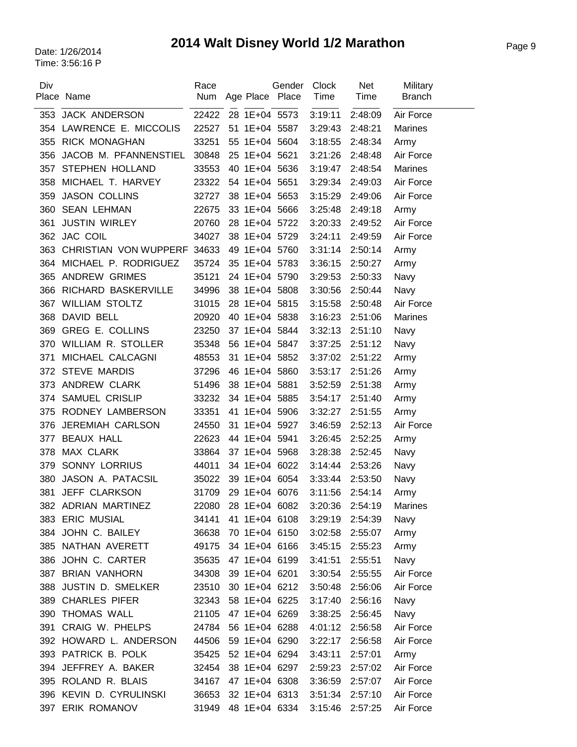# 2014 Walt Disney World 1/2 Marathon

Date: 1/26/2014
Time: 3:56:16 P

| Div Place | Name | Race Num | Age | Place | Gender Place | Clock Time | Net Time | Military Branch |
|---|---|---|---|---|---|---|---|---|
| 353 | JACK ANDERSON | 22422 | 28 | 1E+04 | 5573 | 3:19:11 | 2:48:09 | Air Force |
| 354 | LAWRENCE E. MICCOLIS | 22527 | 51 | 1E+04 | 5587 | 3:29:43 | 2:48:21 | Marines |
| 355 | RICK MONAGHAN | 33251 | 55 | 1E+04 | 5604 | 3:18:55 | 2:48:34 | Army |
| 356 | JACOB M. PFANNENSTIEL | 30848 | 25 | 1E+04 | 5621 | 3:21:26 | 2:48:48 | Air Force |
| 357 | STEPHEN HOLLAND | 33553 | 40 | 1E+04 | 5636 | 3:19:47 | 2:48:54 | Marines |
| 358 | MICHAEL T. HARVEY | 23322 | 54 | 1E+04 | 5651 | 3:29:34 | 2:49:03 | Air Force |
| 359 | JASON COLLINS | 32727 | 38 | 1E+04 | 5653 | 3:15:29 | 2:49:06 | Air Force |
| 360 | SEAN LEHMAN | 22675 | 33 | 1E+04 | 5666 | 3:25:48 | 2:49:18 | Army |
| 361 | JUSTIN WIRLEY | 20760 | 28 | 1E+04 | 5722 | 3:20:33 | 2:49:52 | Air Force |
| 362 | JAC COIL | 34027 | 38 | 1E+04 | 5729 | 3:24:11 | 2:49:59 | Air Force |
| 363 | CHRISTIAN VON WUPPERF | 34633 | 49 | 1E+04 | 5760 | 3:31:14 | 2:50:14 | Army |
| 364 | MICHAEL P. RODRIGUEZ | 35724 | 35 | 1E+04 | 5783 | 3:36:15 | 2:50:27 | Army |
| 365 | ANDREW GRIMES | 35121 | 24 | 1E+04 | 5790 | 3:29:53 | 2:50:33 | Navy |
| 366 | RICHARD BASKERVILLE | 34996 | 38 | 1E+04 | 5808 | 3:30:56 | 2:50:44 | Navy |
| 367 | WILLIAM STOLTZ | 31015 | 28 | 1E+04 | 5815 | 3:15:58 | 2:50:48 | Air Force |
| 368 | DAVID BELL | 20920 | 40 | 1E+04 | 5838 | 3:16:23 | 2:51:06 | Marines |
| 369 | GREG E. COLLINS | 23250 | 37 | 1E+04 | 5844 | 3:32:13 | 2:51:10 | Navy |
| 370 | WILLIAM R. STOLLER | 35348 | 56 | 1E+04 | 5847 | 3:37:25 | 2:51:12 | Navy |
| 371 | MICHAEL CALCAGNI | 48553 | 31 | 1E+04 | 5852 | 3:37:02 | 2:51:22 | Army |
| 372 | STEVE MARDIS | 37296 | 46 | 1E+04 | 5860 | 3:53:17 | 2:51:26 | Army |
| 373 | ANDREW CLARK | 51496 | 38 | 1E+04 | 5881 | 3:52:59 | 2:51:38 | Army |
| 374 | SAMUEL CRISLIP | 33232 | 34 | 1E+04 | 5885 | 3:54:17 | 2:51:40 | Army |
| 375 | RODNEY LAMBERSON | 33351 | 41 | 1E+04 | 5906 | 3:32:27 | 2:51:55 | Army |
| 376 | JEREMIAH CARLSON | 24550 | 31 | 1E+04 | 5927 | 3:46:59 | 2:52:13 | Air Force |
| 377 | BEAUX HALL | 22623 | 44 | 1E+04 | 5941 | 3:26:45 | 2:52:25 | Army |
| 378 | MAX CLARK | 33864 | 37 | 1E+04 | 5968 | 3:28:38 | 2:52:45 | Navy |
| 379 | SONNY LORRIUS | 44011 | 34 | 1E+04 | 6022 | 3:14:44 | 2:53:26 | Navy |
| 380 | JASON A. PATACSIL | 35022 | 39 | 1E+04 | 6054 | 3:33:44 | 2:53:50 | Navy |
| 381 | JEFF CLARKSON | 31709 | 29 | 1E+04 | 6076 | 3:11:56 | 2:54:14 | Army |
| 382 | ADRIAN MARTINEZ | 22080 | 28 | 1E+04 | 6082 | 3:20:36 | 2:54:19 | Marines |
| 383 | ERIC MUSIAL | 34141 | 41 | 1E+04 | 6108 | 3:29:19 | 2:54:39 | Navy |
| 384 | JOHN C. BAILEY | 36638 | 70 | 1E+04 | 6150 | 3:02:58 | 2:55:07 | Army |
| 385 | NATHAN AVERETT | 49175 | 34 | 1E+04 | 6166 | 3:45:15 | 2:55:23 | Army |
| 386 | JOHN C. CARTER | 35635 | 47 | 1E+04 | 6199 | 3:41:51 | 2:55:51 | Navy |
| 387 | BRIAN VANHORN | 34308 | 39 | 1E+04 | 6201 | 3:30:54 | 2:55:55 | Air Force |
| 388 | JUSTIN D. SMELKER | 23510 | 30 | 1E+04 | 6212 | 3:50:48 | 2:56:06 | Air Force |
| 389 | CHARLES PIFER | 32343 | 58 | 1E+04 | 6225 | 3:17:40 | 2:56:16 | Navy |
| 390 | THOMAS WALL | 21105 | 47 | 1E+04 | 6269 | 3:38:25 | 2:56:45 | Navy |
| 391 | CRAIG W. PHELPS | 24784 | 56 | 1E+04 | 6288 | 4:01:12 | 2:56:58 | Air Force |
| 392 | HOWARD L. ANDERSON | 44506 | 59 | 1E+04 | 6290 | 3:22:17 | 2:56:58 | Air Force |
| 393 | PATRICK B. POLK | 35425 | 52 | 1E+04 | 6294 | 3:43:11 | 2:57:01 | Army |
| 394 | JEFFREY A. BAKER | 32454 | 38 | 1E+04 | 6297 | 2:59:23 | 2:57:02 | Air Force |
| 395 | ROLAND R. BLAIS | 34167 | 47 | 1E+04 | 6308 | 3:36:59 | 2:57:07 | Air Force |
| 396 | KEVIN D. CYRULINSKI | 36653 | 32 | 1E+04 | 6313 | 3:51:34 | 2:57:10 | Air Force |
| 397 | ERIK ROMANOV | 31949 | 48 | 1E+04 | 6334 | 3:15:46 | 2:57:25 | Air Force |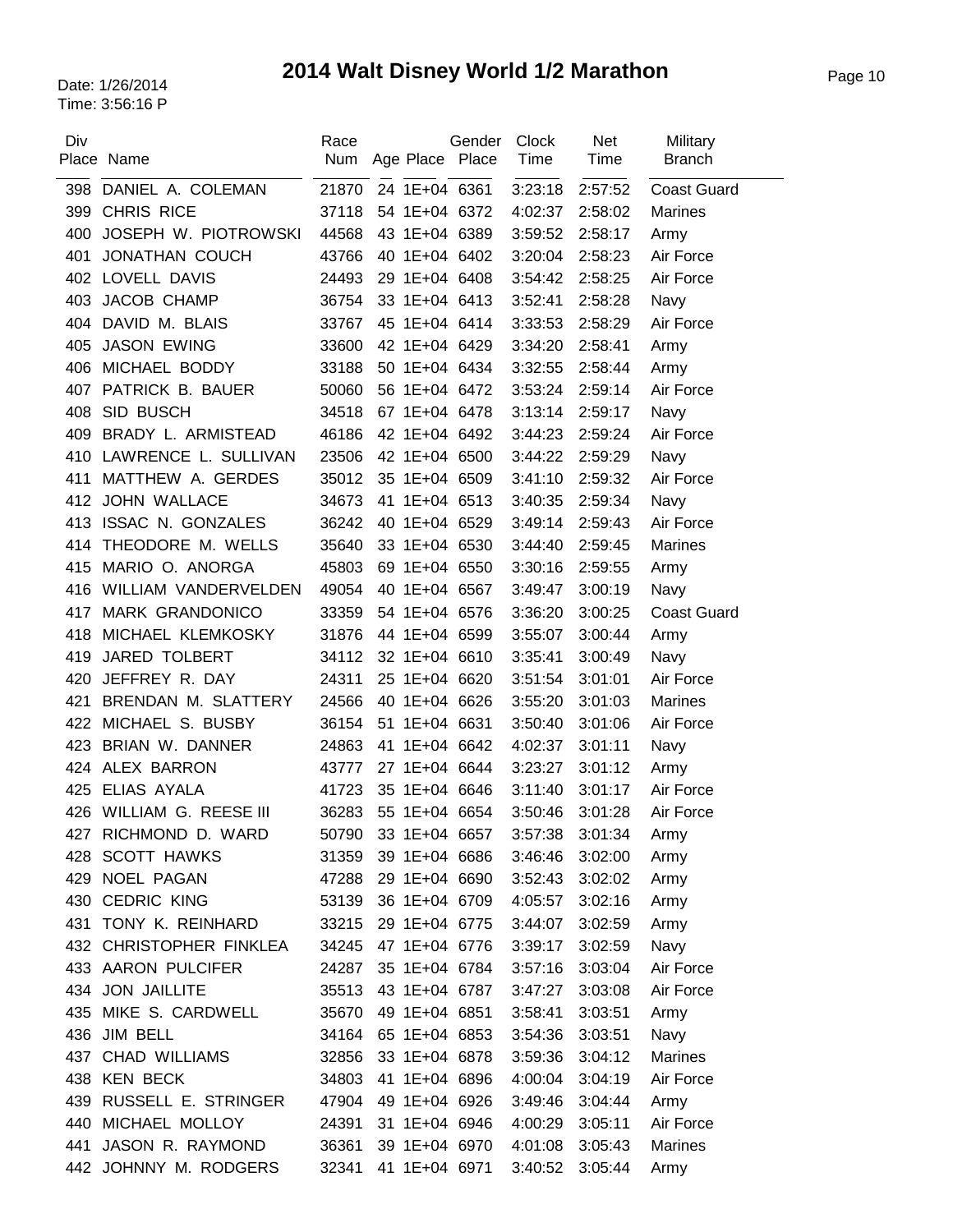# 2014 Walt Disney World 1/2 Marathon

Date: 1/26/2014
Time: 3:56:16 P

| Div Place | Name | Race Num | Age | Place | Gender Place | Clock Time | Net Time | Military Branch |
|---|---|---|---|---|---|---|---|---|
| 398 | DANIEL A. COLEMAN | 21870 | 24 | 1E+04 | 6361 | 3:23:18 | 2:57:52 | Coast Guard |
| 399 | CHRIS RICE | 37118 | 54 | 1E+04 | 6372 | 4:02:37 | 2:58:02 | Marines |
| 400 | JOSEPH W. PIOTROWSKI | 44568 | 43 | 1E+04 | 6389 | 3:59:52 | 2:58:17 | Army |
| 401 | JONATHAN COUCH | 43766 | 40 | 1E+04 | 6402 | 3:20:04 | 2:58:23 | Air Force |
| 402 | LOVELL DAVIS | 24493 | 29 | 1E+04 | 6408 | 3:54:42 | 2:58:25 | Air Force |
| 403 | JACOB CHAMP | 36754 | 33 | 1E+04 | 6413 | 3:52:41 | 2:58:28 | Navy |
| 404 | DAVID M. BLAIS | 33767 | 45 | 1E+04 | 6414 | 3:33:53 | 2:58:29 | Air Force |
| 405 | JASON EWING | 33600 | 42 | 1E+04 | 6429 | 3:34:20 | 2:58:41 | Army |
| 406 | MICHAEL BODDY | 33188 | 50 | 1E+04 | 6434 | 3:32:55 | 2:58:44 | Army |
| 407 | PATRICK B. BAUER | 50060 | 56 | 1E+04 | 6472 | 3:53:24 | 2:59:14 | Air Force |
| 408 | SID BUSCH | 34518 | 67 | 1E+04 | 6478 | 3:13:14 | 2:59:17 | Navy |
| 409 | BRADY L. ARMISTEAD | 46186 | 42 | 1E+04 | 6492 | 3:44:23 | 2:59:24 | Air Force |
| 410 | LAWRENCE L. SULLIVAN | 23506 | 42 | 1E+04 | 6500 | 3:44:22 | 2:59:29 | Navy |
| 411 | MATTHEW A. GERDES | 35012 | 35 | 1E+04 | 6509 | 3:41:10 | 2:59:32 | Air Force |
| 412 | JOHN WALLACE | 34673 | 41 | 1E+04 | 6513 | 3:40:35 | 2:59:34 | Navy |
| 413 | ISSAC N. GONZALES | 36242 | 40 | 1E+04 | 6529 | 3:49:14 | 2:59:43 | Air Force |
| 414 | THEODORE M. WELLS | 35640 | 33 | 1E+04 | 6530 | 3:44:40 | 2:59:45 | Marines |
| 415 | MARIO O. ANORGA | 45803 | 69 | 1E+04 | 6550 | 3:30:16 | 2:59:55 | Army |
| 416 | WILLIAM VANDERVELDEN | 49054 | 40 | 1E+04 | 6567 | 3:49:47 | 3:00:19 | Navy |
| 417 | MARK GRANDONICO | 33359 | 54 | 1E+04 | 6576 | 3:36:20 | 3:00:25 | Coast Guard |
| 418 | MICHAEL KLEMKOSKY | 31876 | 44 | 1E+04 | 6599 | 3:55:07 | 3:00:44 | Army |
| 419 | JARED TOLBERT | 34112 | 32 | 1E+04 | 6610 | 3:35:41 | 3:00:49 | Navy |
| 420 | JEFFREY R. DAY | 24311 | 25 | 1E+04 | 6620 | 3:51:54 | 3:01:01 | Air Force |
| 421 | BRENDAN M. SLATTERY | 24566 | 40 | 1E+04 | 6626 | 3:55:20 | 3:01:03 | Marines |
| 422 | MICHAEL S. BUSBY | 36154 | 51 | 1E+04 | 6631 | 3:50:40 | 3:01:06 | Air Force |
| 423 | BRIAN W. DANNER | 24863 | 41 | 1E+04 | 6642 | 4:02:37 | 3:01:11 | Navy |
| 424 | ALEX BARRON | 43777 | 27 | 1E+04 | 6644 | 3:23:27 | 3:01:12 | Army |
| 425 | ELIAS AYALA | 41723 | 35 | 1E+04 | 6646 | 3:11:40 | 3:01:17 | Air Force |
| 426 | WILLIAM G. REESE III | 36283 | 55 | 1E+04 | 6654 | 3:50:46 | 3:01:28 | Air Force |
| 427 | RICHMOND D. WARD | 50790 | 33 | 1E+04 | 6657 | 3:57:38 | 3:01:34 | Army |
| 428 | SCOTT HAWKS | 31359 | 39 | 1E+04 | 6686 | 3:46:46 | 3:02:00 | Army |
| 429 | NOEL PAGAN | 47288 | 29 | 1E+04 | 6690 | 3:52:43 | 3:02:02 | Army |
| 430 | CEDRIC KING | 53139 | 36 | 1E+04 | 6709 | 4:05:57 | 3:02:16 | Army |
| 431 | TONY K. REINHARD | 33215 | 29 | 1E+04 | 6775 | 3:44:07 | 3:02:59 | Army |
| 432 | CHRISTOPHER FINKLEA | 34245 | 47 | 1E+04 | 6776 | 3:39:17 | 3:02:59 | Navy |
| 433 | AARON PULCIFER | 24287 | 35 | 1E+04 | 6784 | 3:57:16 | 3:03:04 | Air Force |
| 434 | JON JAILLITE | 35513 | 43 | 1E+04 | 6787 | 3:47:27 | 3:03:08 | Air Force |
| 435 | MIKE S. CARDWELL | 35670 | 49 | 1E+04 | 6851 | 3:58:41 | 3:03:51 | Army |
| 436 | JIM BELL | 34164 | 65 | 1E+04 | 6853 | 3:54:36 | 3:03:51 | Navy |
| 437 | CHAD WILLIAMS | 32856 | 33 | 1E+04 | 6878 | 3:59:36 | 3:04:12 | Marines |
| 438 | KEN BECK | 34803 | 41 | 1E+04 | 6896 | 4:00:04 | 3:04:19 | Air Force |
| 439 | RUSSELL E. STRINGER | 47904 | 49 | 1E+04 | 6926 | 3:49:46 | 3:04:44 | Army |
| 440 | MICHAEL MOLLOY | 24391 | 31 | 1E+04 | 6946 | 4:00:29 | 3:05:11 | Air Force |
| 441 | JASON R. RAYMOND | 36361 | 39 | 1E+04 | 6970 | 4:01:08 | 3:05:43 | Marines |
| 442 | JOHNNY M. RODGERS | 32341 | 41 | 1E+04 | 6971 | 3:40:52 | 3:05:44 | Army |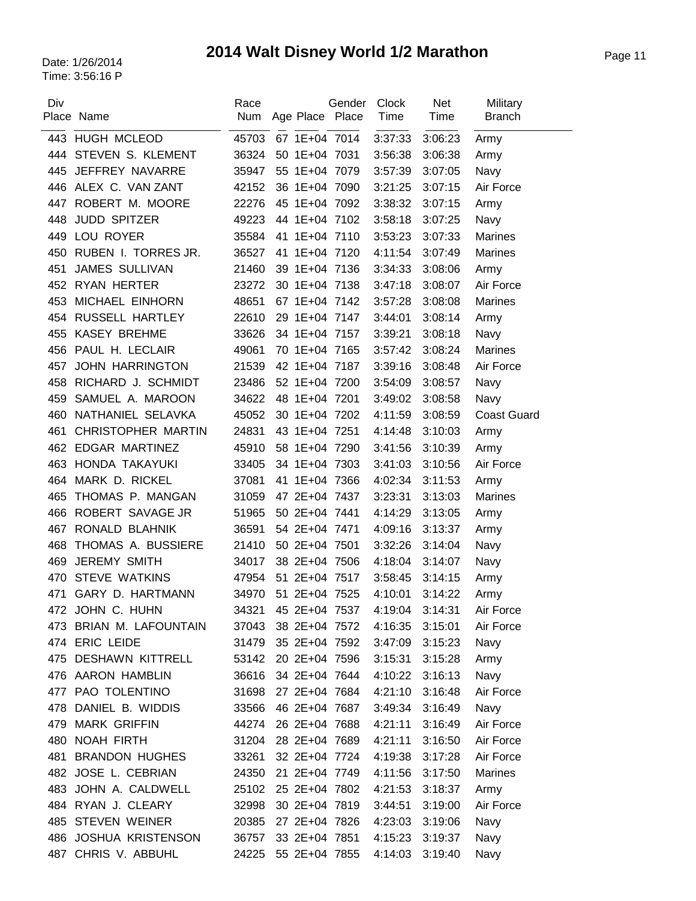# 2014 Walt Disney World 1/2 Marathon

Date: 1/26/2014
Time: 3:56:16 P

| Div Place | Name | Race Num | Age | Place | Gender Place | Clock Time | Net Time | Military Branch |
|---|---|---|---|---|---|---|---|---|
| 443 | HUGH MCLEOD | 45703 | 67 | 1E+04 | 7014 | 3:37:33 | 3:06:23 | Army |
| 444 | STEVEN S. KLEMENT | 36324 | 50 | 1E+04 | 7031 | 3:56:38 | 3:06:38 | Army |
| 445 | JEFFREY NAVARRE | 35947 | 55 | 1E+04 | 7079 | 3:57:39 | 3:07:05 | Navy |
| 446 | ALEX C. VAN ZANT | 42152 | 36 | 1E+04 | 7090 | 3:21:25 | 3:07:15 | Air Force |
| 447 | ROBERT M. MOORE | 22276 | 45 | 1E+04 | 7092 | 3:38:32 | 3:07:15 | Army |
| 448 | JUDD SPITZER | 49223 | 44 | 1E+04 | 7102 | 3:58:18 | 3:07:25 | Navy |
| 449 | LOU ROYER | 35584 | 41 | 1E+04 | 7110 | 3:53:23 | 3:07:33 | Marines |
| 450 | RUBEN I. TORRES JR. | 36527 | 41 | 1E+04 | 7120 | 4:11:54 | 3:07:49 | Marines |
| 451 | JAMES SULLIVAN | 21460 | 39 | 1E+04 | 7136 | 3:34:33 | 3:08:06 | Army |
| 452 | RYAN HERTER | 23272 | 30 | 1E+04 | 7138 | 3:47:18 | 3:08:07 | Air Force |
| 453 | MICHAEL EINHORN | 48651 | 67 | 1E+04 | 7142 | 3:57:28 | 3:08:08 | Marines |
| 454 | RUSSELL HARTLEY | 22610 | 29 | 1E+04 | 7147 | 3:44:01 | 3:08:14 | Army |
| 455 | KASEY BREHME | 33626 | 34 | 1E+04 | 7157 | 3:39:21 | 3:08:18 | Navy |
| 456 | PAUL H. LECLAIR | 49061 | 70 | 1E+04 | 7165 | 3:57:42 | 3:08:24 | Marines |
| 457 | JOHN HARRINGTON | 21539 | 42 | 1E+04 | 7187 | 3:39:16 | 3:08:48 | Air Force |
| 458 | RICHARD J. SCHMIDT | 23486 | 52 | 1E+04 | 7200 | 3:54:09 | 3:08:57 | Navy |
| 459 | SAMUEL A. MAROON | 34622 | 48 | 1E+04 | 7201 | 3:49:02 | 3:08:58 | Navy |
| 460 | NATHANIEL SELAVKA | 45052 | 30 | 1E+04 | 7202 | 4:11:59 | 3:08:59 | Coast Guard |
| 461 | CHRISTOPHER MARTIN | 24831 | 43 | 1E+04 | 7251 | 4:14:48 | 3:10:03 | Army |
| 462 | EDGAR MARTINEZ | 45910 | 58 | 1E+04 | 7290 | 3:41:56 | 3:10:39 | Army |
| 463 | HONDA TAKAYUKI | 33405 | 34 | 1E+04 | 7303 | 3:41:03 | 3:10:56 | Air Force |
| 464 | MARK D. RICKEL | 37081 | 41 | 1E+04 | 7366 | 4:02:34 | 3:11:53 | Army |
| 465 | THOMAS P. MANGAN | 31059 | 47 | 2E+04 | 7437 | 3:23:31 | 3:13:03 | Marines |
| 466 | ROBERT SAVAGE JR | 51965 | 50 | 2E+04 | 7441 | 4:14:29 | 3:13:05 | Army |
| 467 | RONALD BLAHNIK | 36591 | 54 | 2E+04 | 7471 | 4:09:16 | 3:13:37 | Army |
| 468 | THOMAS A. BUSSIERE | 21410 | 50 | 2E+04 | 7501 | 3:32:26 | 3:14:04 | Navy |
| 469 | JEREMY SMITH | 34017 | 38 | 2E+04 | 7506 | 4:18:04 | 3:14:07 | Navy |
| 470 | STEVE WATKINS | 47954 | 51 | 2E+04 | 7517 | 3:58:45 | 3:14:15 | Army |
| 471 | GARY D. HARTMANN | 34970 | 51 | 2E+04 | 7525 | 4:10:01 | 3:14:22 | Army |
| 472 | JOHN C. HUHN | 34321 | 45 | 2E+04 | 7537 | 4:19:04 | 3:14:31 | Air Force |
| 473 | BRIAN M. LAFOUNTAIN | 37043 | 38 | 2E+04 | 7572 | 4:16:35 | 3:15:01 | Air Force |
| 474 | ERIC LEIDE | 31479 | 35 | 2E+04 | 7592 | 3:47:09 | 3:15:23 | Navy |
| 475 | DESHAWN KITTRELL | 53142 | 20 | 2E+04 | 7596 | 3:15:31 | 3:15:28 | Army |
| 476 | AARON HAMBLIN | 36616 | 34 | 2E+04 | 7644 | 4:10:22 | 3:16:13 | Navy |
| 477 | PAO TOLENTINO | 31698 | 27 | 2E+04 | 7684 | 4:21:10 | 3:16:48 | Air Force |
| 478 | DANIEL B. WIDDIS | 33566 | 46 | 2E+04 | 7687 | 3:49:34 | 3:16:49 | Navy |
| 479 | MARK GRIFFIN | 44274 | 26 | 2E+04 | 7688 | 4:21:11 | 3:16:49 | Air Force |
| 480 | NOAH FIRTH | 31204 | 28 | 2E+04 | 7689 | 4:21:11 | 3:16:50 | Air Force |
| 481 | BRANDON HUGHES | 33261 | 32 | 2E+04 | 7724 | 4:19:38 | 3:17:28 | Air Force |
| 482 | JOSE L. CEBRIAN | 24350 | 21 | 2E+04 | 7749 | 4:11:56 | 3:17:50 | Marines |
| 483 | JOHN A. CALDWELL | 25102 | 25 | 2E+04 | 7802 | 4:21:53 | 3:18:37 | Army |
| 484 | RYAN J. CLEARY | 32998 | 30 | 2E+04 | 7819 | 3:44:51 | 3:19:00 | Air Force |
| 485 | STEVEN WEINER | 20385 | 27 | 2E+04 | 7826 | 4:23:03 | 3:19:06 | Navy |
| 486 | JOSHUA KRISTENSON | 36757 | 33 | 2E+04 | 7851 | 4:15:23 | 3:19:37 | Navy |
| 487 | CHRIS V. ABBUHL | 24225 | 55 | 2E+04 | 7855 | 4:14:03 | 3:19:40 | Navy |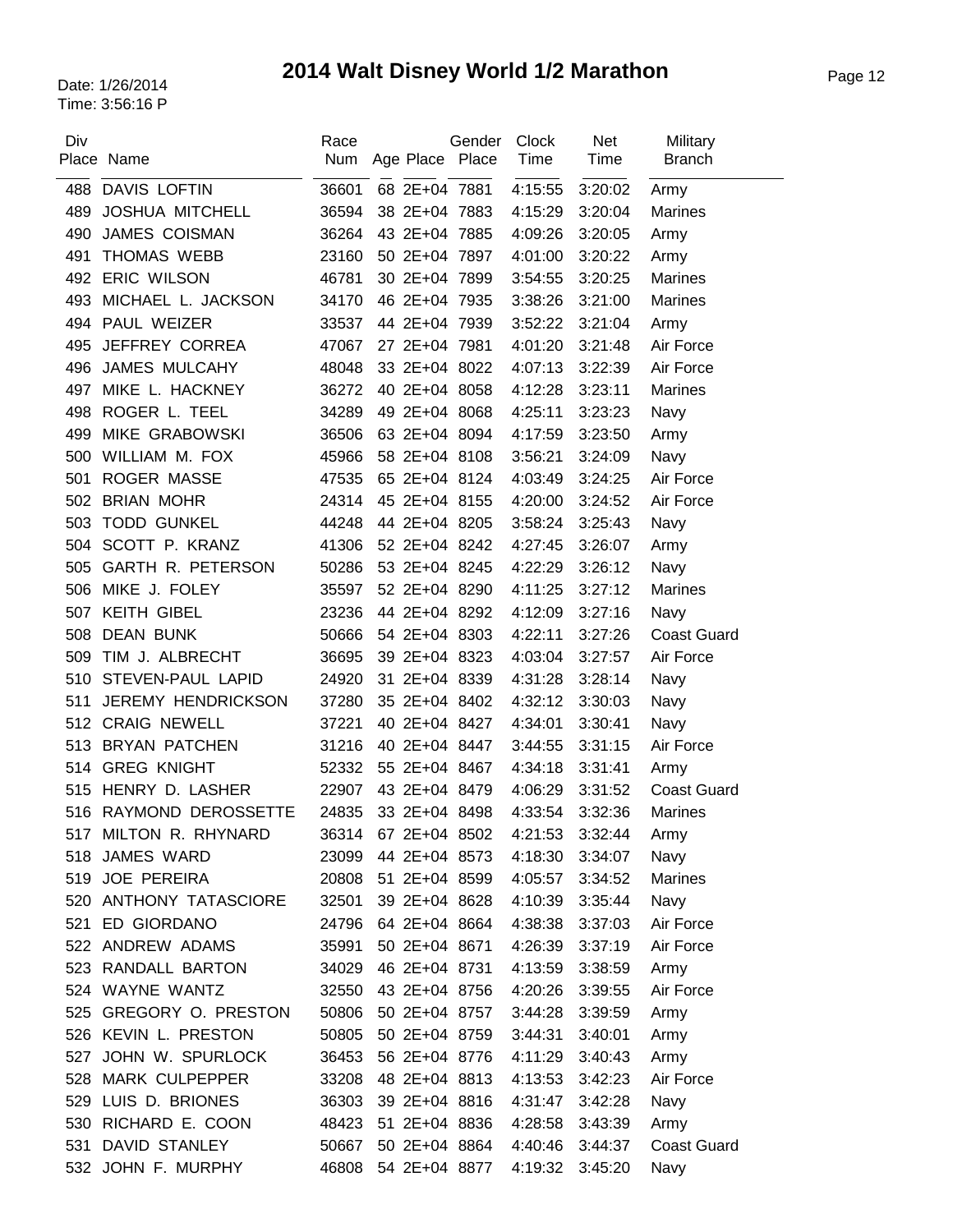# 2014 Walt Disney World 1/2 Marathon

Date: 1/26/2014
Time: 3:56:16 P

| Div Place | Name | Race Num | Age | Place | Gender Place | Clock Time | Net Time | Military Branch |
|---|---|---|---|---|---|---|---|---|
| 488 | DAVIS LOFTIN | 36601 | 68 | 2E+04 | 7881 | 4:15:55 | 3:20:02 | Army |
| 489 | JOSHUA MITCHELL | 36594 | 38 | 2E+04 | 7883 | 4:15:29 | 3:20:04 | Marines |
| 490 | JAMES COISMAN | 36264 | 43 | 2E+04 | 7885 | 4:09:26 | 3:20:05 | Army |
| 491 | THOMAS WEBB | 23160 | 50 | 2E+04 | 7897 | 4:01:00 | 3:20:22 | Army |
| 492 | ERIC WILSON | 46781 | 30 | 2E+04 | 7899 | 3:54:55 | 3:20:25 | Marines |
| 493 | MICHAEL L. JACKSON | 34170 | 46 | 2E+04 | 7935 | 3:38:26 | 3:21:00 | Marines |
| 494 | PAUL WEIZER | 33537 | 44 | 2E+04 | 7939 | 3:52:22 | 3:21:04 | Army |
| 495 | JEFFREY CORREA | 47067 | 27 | 2E+04 | 7981 | 4:01:20 | 3:21:48 | Air Force |
| 496 | JAMES MULCAHY | 48048 | 33 | 2E+04 | 8022 | 4:07:13 | 3:22:39 | Air Force |
| 497 | MIKE L. HACKNEY | 36272 | 40 | 2E+04 | 8058 | 4:12:28 | 3:23:11 | Marines |
| 498 | ROGER L. TEEL | 34289 | 49 | 2E+04 | 8068 | 4:25:11 | 3:23:23 | Navy |
| 499 | MIKE GRABOWSKI | 36506 | 63 | 2E+04 | 8094 | 4:17:59 | 3:23:50 | Army |
| 500 | WILLIAM M. FOX | 45966 | 58 | 2E+04 | 8108 | 3:56:21 | 3:24:09 | Navy |
| 501 | ROGER MASSE | 47535 | 65 | 2E+04 | 8124 | 4:03:49 | 3:24:25 | Air Force |
| 502 | BRIAN MOHR | 24314 | 45 | 2E+04 | 8155 | 4:20:00 | 3:24:52 | Air Force |
| 503 | TODD GUNKEL | 44248 | 44 | 2E+04 | 8205 | 3:58:24 | 3:25:43 | Navy |
| 504 | SCOTT P. KRANZ | 41306 | 52 | 2E+04 | 8242 | 4:27:45 | 3:26:07 | Army |
| 505 | GARTH R. PETERSON | 50286 | 53 | 2E+04 | 8245 | 4:22:29 | 3:26:12 | Navy |
| 506 | MIKE J. FOLEY | 35597 | 52 | 2E+04 | 8290 | 4:11:25 | 3:27:12 | Marines |
| 507 | KEITH GIBEL | 23236 | 44 | 2E+04 | 8292 | 4:12:09 | 3:27:16 | Navy |
| 508 | DEAN BUNK | 50666 | 54 | 2E+04 | 8303 | 4:22:11 | 3:27:26 | Coast Guard |
| 509 | TIM J. ALBRECHT | 36695 | 39 | 2E+04 | 8323 | 4:03:04 | 3:27:57 | Air Force |
| 510 | STEVEN-PAUL LAPID | 24920 | 31 | 2E+04 | 8339 | 4:31:28 | 3:28:14 | Navy |
| 511 | JEREMY HENDRICKSON | 37280 | 35 | 2E+04 | 8402 | 4:32:12 | 3:30:03 | Navy |
| 512 | CRAIG NEWELL | 37221 | 40 | 2E+04 | 8427 | 4:34:01 | 3:30:41 | Navy |
| 513 | BRYAN PATCHEN | 31216 | 40 | 2E+04 | 8447 | 3:44:55 | 3:31:15 | Air Force |
| 514 | GREG KNIGHT | 52332 | 55 | 2E+04 | 8467 | 4:34:18 | 3:31:41 | Army |
| 515 | HENRY D. LASHER | 22907 | 43 | 2E+04 | 8479 | 4:06:29 | 3:31:52 | Coast Guard |
| 516 | RAYMOND DEROSSETTE | 24835 | 33 | 2E+04 | 8498 | 4:33:54 | 3:32:36 | Marines |
| 517 | MILTON R. RHYNARD | 36314 | 67 | 2E+04 | 8502 | 4:21:53 | 3:32:44 | Army |
| 518 | JAMES WARD | 23099 | 44 | 2E+04 | 8573 | 4:18:30 | 3:34:07 | Navy |
| 519 | JOE PEREIRA | 20808 | 51 | 2E+04 | 8599 | 4:05:57 | 3:34:52 | Marines |
| 520 | ANTHONY TATASCIORE | 32501 | 39 | 2E+04 | 8628 | 4:10:39 | 3:35:44 | Navy |
| 521 | ED GIORDANO | 24796 | 64 | 2E+04 | 8664 | 4:38:38 | 3:37:03 | Air Force |
| 522 | ANDREW ADAMS | 35991 | 50 | 2E+04 | 8671 | 4:26:39 | 3:37:19 | Air Force |
| 523 | RANDALL BARTON | 34029 | 46 | 2E+04 | 8731 | 4:13:59 | 3:38:59 | Army |
| 524 | WAYNE WANTZ | 32550 | 43 | 2E+04 | 8756 | 4:20:26 | 3:39:55 | Air Force |
| 525 | GREGORY O. PRESTON | 50806 | 50 | 2E+04 | 8757 | 3:44:28 | 3:39:59 | Army |
| 526 | KEVIN L. PRESTON | 50805 | 50 | 2E+04 | 8759 | 3:44:31 | 3:40:01 | Army |
| 527 | JOHN W. SPURLOCK | 36453 | 56 | 2E+04 | 8776 | 4:11:29 | 3:40:43 | Army |
| 528 | MARK CULPEPPER | 33208 | 48 | 2E+04 | 8813 | 4:13:53 | 3:42:23 | Air Force |
| 529 | LUIS D. BRIONES | 36303 | 39 | 2E+04 | 8816 | 4:31:47 | 3:42:28 | Navy |
| 530 | RICHARD E. COON | 48423 | 51 | 2E+04 | 8836 | 4:28:58 | 3:43:39 | Army |
| 531 | DAVID STANLEY | 50667 | 50 | 2E+04 | 8864 | 4:40:46 | 3:44:37 | Coast Guard |
| 532 | JOHN F. MURPHY | 46808 | 54 | 2E+04 | 8877 | 4:19:32 | 3:45:20 | Navy |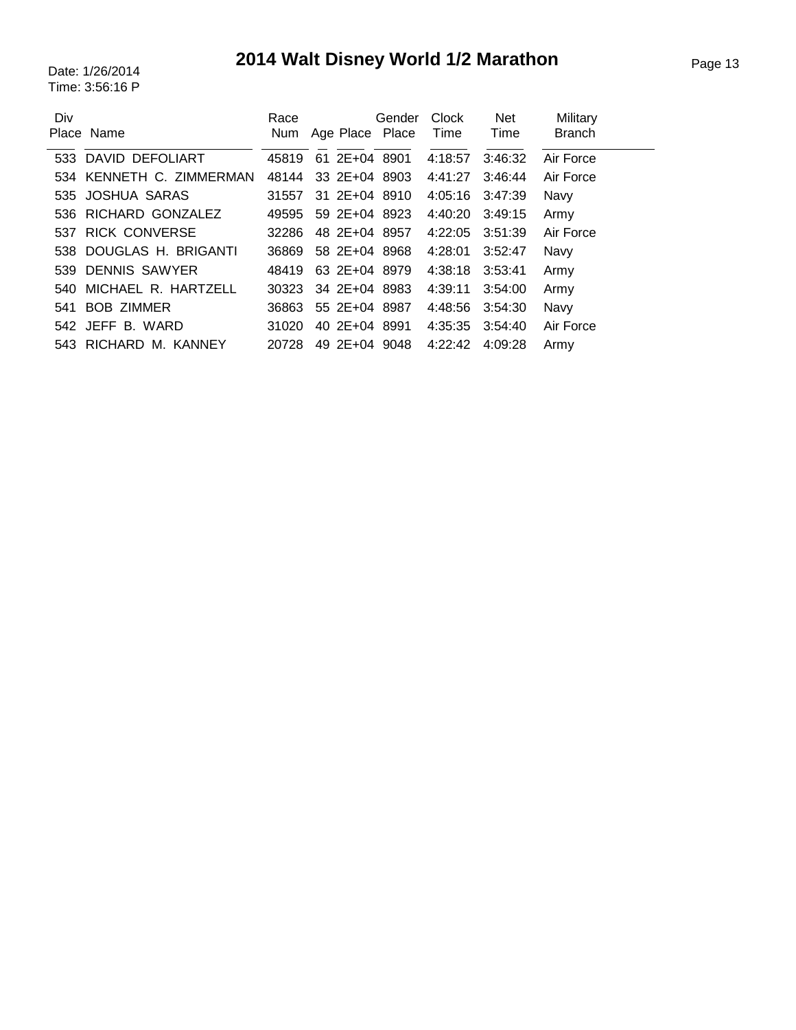# 2014 Walt Disney World 1/2 Marathon

Date: 1/26/2014
Time: 3:56:16 P

| Div Place | Name | Race Num | Age | Place | Gender Place | Clock Time | Net Time | Military Branch |
|---|---|---|---|---|---|---|---|---|
| 533 | DAVID DEFOLIART | 45819 | 61 | 2E+04 | 8901 | 4:18:57 | 3:46:32 | Air Force |
| 534 | KENNETH C. ZIMMERMAN | 48144 | 33 | 2E+04 | 8903 | 4:41:27 | 3:46:44 | Air Force |
| 535 | JOSHUA SARAS | 31557 | 31 | 2E+04 | 8910 | 4:05:16 | 3:47:39 | Navy |
| 536 | RICHARD GONZALEZ | 49595 | 59 | 2E+04 | 8923 | 4:40:20 | 3:49:15 | Army |
| 537 | RICK CONVERSE | 32286 | 48 | 2E+04 | 8957 | 4:22:05 | 3:51:39 | Air Force |
| 538 | DOUGLAS H. BRIGANTI | 36869 | 58 | 2E+04 | 8968 | 4:28:01 | 3:52:47 | Navy |
| 539 | DENNIS SAWYER | 48419 | 63 | 2E+04 | 8979 | 4:38:18 | 3:53:41 | Army |
| 540 | MICHAEL R. HARTZELL | 30323 | 34 | 2E+04 | 8983 | 4:39:11 | 3:54:00 | Army |
| 541 | BOB ZIMMER | 36863 | 55 | 2E+04 | 8987 | 4:48:56 | 3:54:30 | Navy |
| 542 | JEFF B. WARD | 31020 | 40 | 2E+04 | 8991 | 4:35:35 | 3:54:40 | Air Force |
| 543 | RICHARD M. KANNEY | 20728 | 49 | 2E+04 | 9048 | 4:22:42 | 4:09:28 | Army |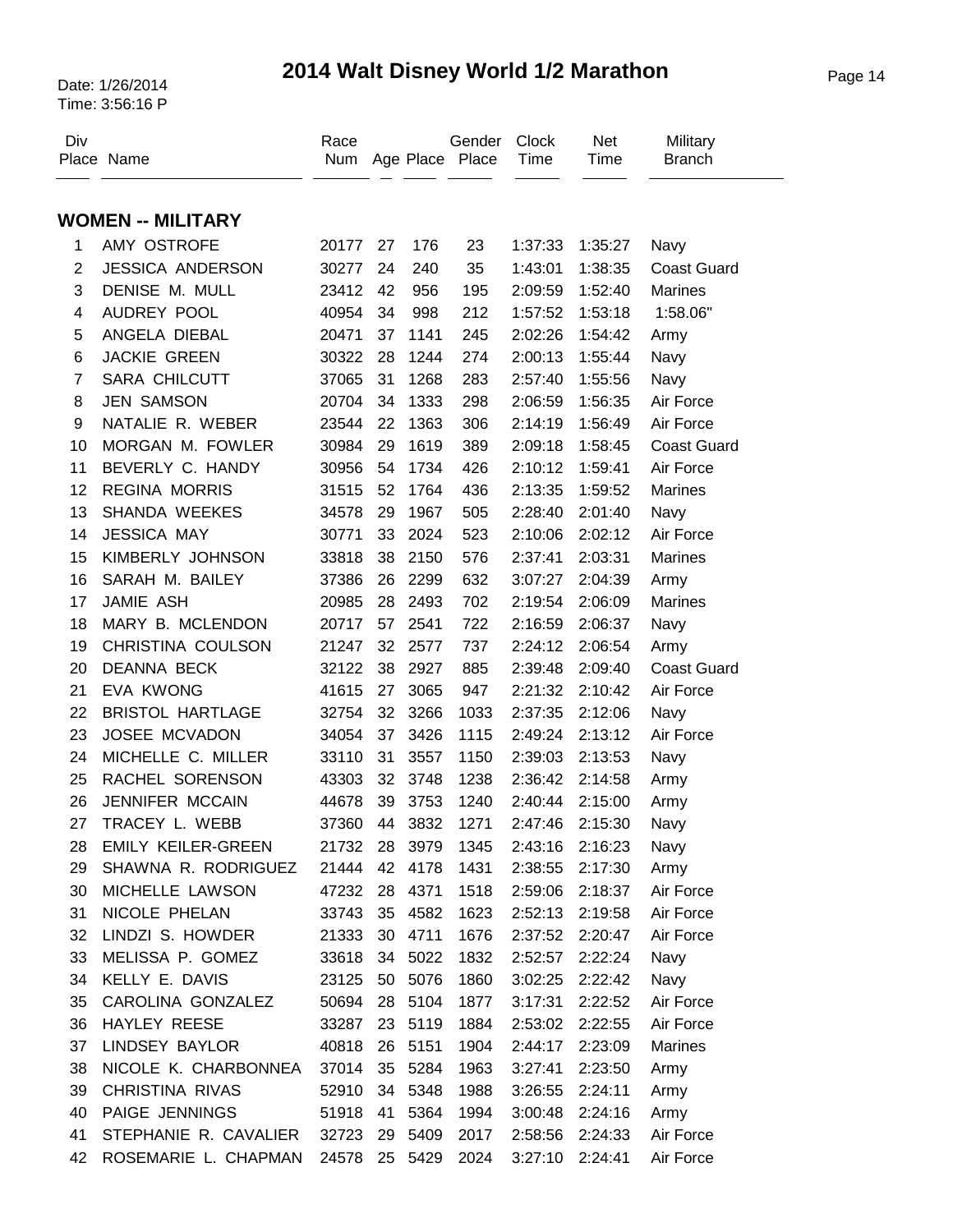# 2014 Walt Disney World 1/2 Marathon

Date: 1/26/2014
Time: 3:56:16 P

| Div Place | Name | Race Num | Age | Place | Gender Place | Clock Time | Net Time | Military Branch |
|---|---|---|---|---|---|---|---|---|

## WOMEN -- MILITARY

| Div Place | Name | Race Num | Age | Place | Gender Place | Clock Time | Net Time | Military Branch |
|---|---|---|---|---|---|---|---|---|
| 1 | AMY OSTROFE | 20177 | 27 | 176 | 23 | 1:37:33 | 1:35:27 | Navy |
| 2 | JESSICA ANDERSON | 30277 | 24 | 240 | 35 | 1:43:01 | 1:38:35 | Coast Guard |
| 3 | DENISE M. MULL | 23412 | 42 | 956 | 195 | 2:09:59 | 1:52:40 | Marines |
| 4 | AUDREY POOL | 40954 | 34 | 998 | 212 | 1:57:52 | 1:53:18 | 1:58.06" |
| 5 | ANGELA DIEBAL | 20471 | 37 | 1141 | 245 | 2:02:26 | 1:54:42 | Army |
| 6 | JACKIE GREEN | 30322 | 28 | 1244 | 274 | 2:00:13 | 1:55:44 | Navy |
| 7 | SARA CHILCUTT | 37065 | 31 | 1268 | 283 | 2:57:40 | 1:55:56 | Navy |
| 8 | JEN SAMSON | 20704 | 34 | 1333 | 298 | 2:06:59 | 1:56:35 | Air Force |
| 9 | NATALIE R. WEBER | 23544 | 22 | 1363 | 306 | 2:14:19 | 1:56:49 | Air Force |
| 10 | MORGAN M. FOWLER | 30984 | 29 | 1619 | 389 | 2:09:18 | 1:58:45 | Coast Guard |
| 11 | BEVERLY C. HANDY | 30956 | 54 | 1734 | 426 | 2:10:12 | 1:59:41 | Air Force |
| 12 | REGINA MORRIS | 31515 | 52 | 1764 | 436 | 2:13:35 | 1:59:52 | Marines |
| 13 | SHANDA WEEKES | 34578 | 29 | 1967 | 505 | 2:28:40 | 2:01:40 | Navy |
| 14 | JESSICA MAY | 30771 | 33 | 2024 | 523 | 2:10:06 | 2:02:12 | Air Force |
| 15 | KIMBERLY JOHNSON | 33818 | 38 | 2150 | 576 | 2:37:41 | 2:03:31 | Marines |
| 16 | SARAH M. BAILEY | 37386 | 26 | 2299 | 632 | 3:07:27 | 2:04:39 | Army |
| 17 | JAMIE ASH | 20985 | 28 | 2493 | 702 | 2:19:54 | 2:06:09 | Marines |
| 18 | MARY B. MCLENDON | 20717 | 57 | 2541 | 722 | 2:16:59 | 2:06:37 | Navy |
| 19 | CHRISTINA COULSON | 21247 | 32 | 2577 | 737 | 2:24:12 | 2:06:54 | Army |
| 20 | DEANNA BECK | 32122 | 38 | 2927 | 885 | 2:39:48 | 2:09:40 | Coast Guard |
| 21 | EVA KWONG | 41615 | 27 | 3065 | 947 | 2:21:32 | 2:10:42 | Air Force |
| 22 | BRISTOL HARTLAGE | 32754 | 32 | 3266 | 1033 | 2:37:35 | 2:12:06 | Navy |
| 23 | JOSEE MCVADON | 34054 | 37 | 3426 | 1115 | 2:49:24 | 2:13:12 | Air Force |
| 24 | MICHELLE C. MILLER | 33110 | 31 | 3557 | 1150 | 2:39:03 | 2:13:53 | Navy |
| 25 | RACHEL SORENSON | 43303 | 32 | 3748 | 1238 | 2:36:42 | 2:14:58 | Army |
| 26 | JENNIFER MCCAIN | 44678 | 39 | 3753 | 1240 | 2:40:44 | 2:15:00 | Army |
| 27 | TRACEY L. WEBB | 37360 | 44 | 3832 | 1271 | 2:47:46 | 2:15:30 | Navy |
| 28 | EMILY KEILER-GREEN | 21732 | 28 | 3979 | 1345 | 2:43:16 | 2:16:23 | Navy |
| 29 | SHAWNA R. RODRIGUEZ | 21444 | 42 | 4178 | 1431 | 2:38:55 | 2:17:30 | Army |
| 30 | MICHELLE LAWSON | 47232 | 28 | 4371 | 1518 | 2:59:06 | 2:18:37 | Air Force |
| 31 | NICOLE PHELAN | 33743 | 35 | 4582 | 1623 | 2:52:13 | 2:19:58 | Air Force |
| 32 | LINDZI S. HOWDER | 21333 | 30 | 4711 | 1676 | 2:37:52 | 2:20:47 | Air Force |
| 33 | MELISSA P. GOMEZ | 33618 | 34 | 5022 | 1832 | 2:52:57 | 2:22:24 | Navy |
| 34 | KELLY E. DAVIS | 23125 | 50 | 5076 | 1860 | 3:02:25 | 2:22:42 | Navy |
| 35 | CAROLINA GONZALEZ | 50694 | 28 | 5104 | 1877 | 3:17:31 | 2:22:52 | Air Force |
| 36 | HAYLEY REESE | 33287 | 23 | 5119 | 1884 | 2:53:02 | 2:22:55 | Air Force |
| 37 | LINDSEY BAYLOR | 40818 | 26 | 5151 | 1904 | 2:44:17 | 2:23:09 | Marines |
| 38 | NICOLE K. CHARBONNEA | 37014 | 35 | 5284 | 1963 | 3:27:41 | 2:23:50 | Army |
| 39 | CHRISTINA RIVAS | 52910 | 34 | 5348 | 1988 | 3:26:55 | 2:24:11 | Army |
| 40 | PAIGE JENNINGS | 51918 | 41 | 5364 | 1994 | 3:00:48 | 2:24:16 | Army |
| 41 | STEPHANIE R. CAVALIER | 32723 | 29 | 5409 | 2017 | 2:58:56 | 2:24:33 | Air Force |
| 42 | ROSEMARIE L. CHAPMAN | 24578 | 25 | 5429 | 2024 | 3:27:10 | 2:24:41 | Air Force |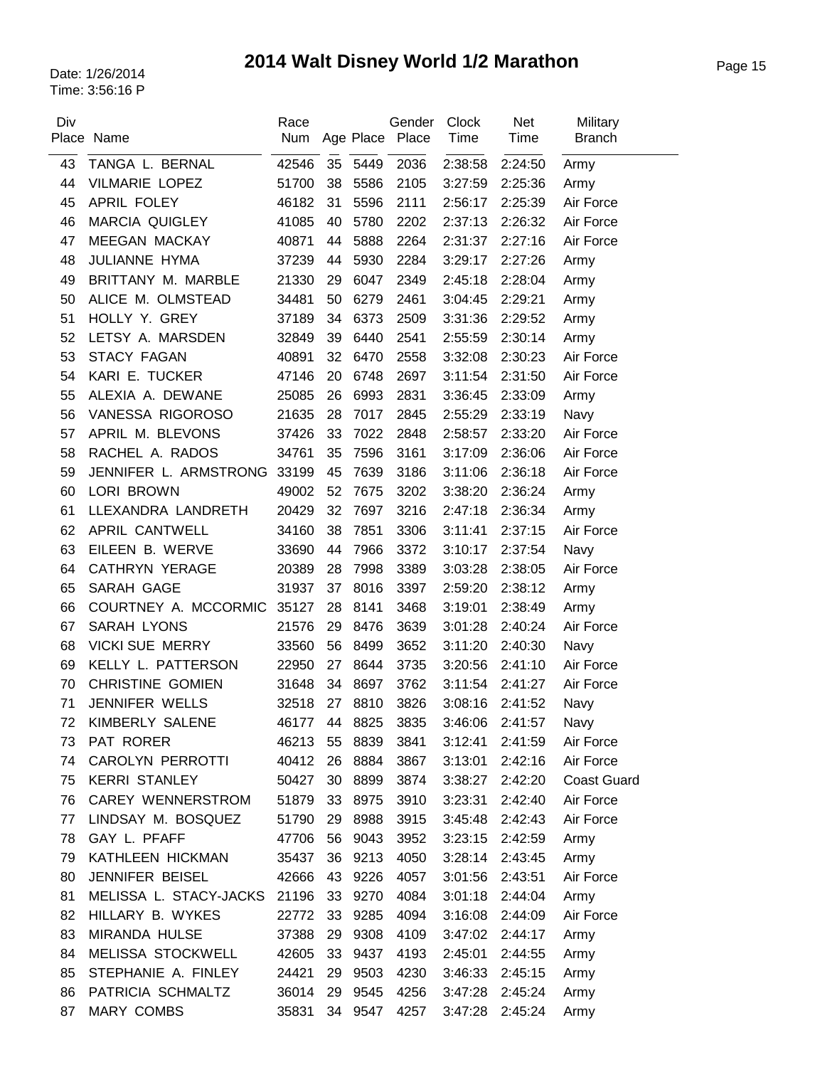# 2014 Walt Disney World 1/2 Marathon

Date: 1/26/2014
Time: 3:56:16 P

| Div Place | Name | Race Num | Age | Place | Gender Place | Clock Time | Net Time | Military Branch |
|---|---|---|---|---|---|---|---|---|
| 43 | TANGA L. BERNAL | 42546 | 35 | 5449 | 2036 | 2:38:58 | 2:24:50 | Army |
| 44 | VILMARIE LOPEZ | 51700 | 38 | 5586 | 2105 | 3:27:59 | 2:25:36 | Army |
| 45 | APRIL FOLEY | 46182 | 31 | 5596 | 2111 | 2:56:17 | 2:25:39 | Air Force |
| 46 | MARCIA QUIGLEY | 41085 | 40 | 5780 | 2202 | 2:37:13 | 2:26:32 | Air Force |
| 47 | MEEGAN MACKAY | 40871 | 44 | 5888 | 2264 | 2:31:37 | 2:27:16 | Air Force |
| 48 | JULIANNE HYMA | 37239 | 44 | 5930 | 2284 | 3:29:17 | 2:27:26 | Army |
| 49 | BRITTANY M. MARBLE | 21330 | 29 | 6047 | 2349 | 2:45:18 | 2:28:04 | Army |
| 50 | ALICE M. OLMSTEAD | 34481 | 50 | 6279 | 2461 | 3:04:45 | 2:29:21 | Army |
| 51 | HOLLY Y. GREY | 37189 | 34 | 6373 | 2509 | 3:31:36 | 2:29:52 | Army |
| 52 | LETSY A. MARSDEN | 32849 | 39 | 6440 | 2541 | 2:55:59 | 2:30:14 | Army |
| 53 | STACY FAGAN | 40891 | 32 | 6470 | 2558 | 3:32:08 | 2:30:23 | Air Force |
| 54 | KARI E. TUCKER | 47146 | 20 | 6748 | 2697 | 3:11:54 | 2:31:50 | Air Force |
| 55 | ALEXIA A. DEWANE | 25085 | 26 | 6993 | 2831 | 3:36:45 | 2:33:09 | Army |
| 56 | VANESSA RIGOROSO | 21635 | 28 | 7017 | 2845 | 2:55:29 | 2:33:19 | Navy |
| 57 | APRIL M. BLEVONS | 37426 | 33 | 7022 | 2848 | 2:58:57 | 2:33:20 | Air Force |
| 58 | RACHEL A. RADOS | 34761 | 35 | 7596 | 3161 | 3:17:09 | 2:36:06 | Air Force |
| 59 | JENNIFER L. ARMSTRONG | 33199 | 45 | 7639 | 3186 | 3:11:06 | 2:36:18 | Air Force |
| 60 | LORI BROWN | 49002 | 52 | 7675 | 3202 | 3:38:20 | 2:36:24 | Army |
| 61 | LLEXANDRA LANDRETH | 20429 | 32 | 7697 | 3216 | 2:47:18 | 2:36:34 | Army |
| 62 | APRIL CANTWELL | 34160 | 38 | 7851 | 3306 | 3:11:41 | 2:37:15 | Air Force |
| 63 | EILEEN B. WERVE | 33690 | 44 | 7966 | 3372 | 3:10:17 | 2:37:54 | Navy |
| 64 | CATHRYN YERAGE | 20389 | 28 | 7998 | 3389 | 3:03:28 | 2:38:05 | Air Force |
| 65 | SARAH GAGE | 31937 | 37 | 8016 | 3397 | 2:59:20 | 2:38:12 | Army |
| 66 | COURTNEY A. MCCORMIC | 35127 | 28 | 8141 | 3468 | 3:19:01 | 2:38:49 | Army |
| 67 | SARAH LYONS | 21576 | 29 | 8476 | 3639 | 3:01:28 | 2:40:24 | Air Force |
| 68 | VICKI SUE MERRY | 33560 | 56 | 8499 | 3652 | 3:11:20 | 2:40:30 | Navy |
| 69 | KELLY L. PATTERSON | 22950 | 27 | 8644 | 3735 | 3:20:56 | 2:41:10 | Air Force |
| 70 | CHRISTINE GOMIEN | 31648 | 34 | 8697 | 3762 | 3:11:54 | 2:41:27 | Air Force |
| 71 | JENNIFER WELLS | 32518 | 27 | 8810 | 3826 | 3:08:16 | 2:41:52 | Navy |
| 72 | KIMBERLY SALENE | 46177 | 44 | 8825 | 3835 | 3:46:06 | 2:41:57 | Navy |
| 73 | PAT RORER | 46213 | 55 | 8839 | 3841 | 3:12:41 | 2:41:59 | Air Force |
| 74 | CAROLYN PERROTTI | 40412 | 26 | 8884 | 3867 | 3:13:01 | 2:42:16 | Air Force |
| 75 | KERRI STANLEY | 50427 | 30 | 8899 | 3874 | 3:38:27 | 2:42:20 | Coast Guard |
| 76 | CAREY WENNERSTROM | 51879 | 33 | 8975 | 3910 | 3:23:31 | 2:42:40 | Air Force |
| 77 | LINDSAY M. BOSQUEZ | 51790 | 29 | 8988 | 3915 | 3:45:48 | 2:42:43 | Air Force |
| 78 | GAY L. PFAFF | 47706 | 56 | 9043 | 3952 | 3:23:15 | 2:42:59 | Army |
| 79 | KATHLEEN HICKMAN | 35437 | 36 | 9213 | 4050 | 3:28:14 | 2:43:45 | Army |
| 80 | JENNIFER BEISEL | 42666 | 43 | 9226 | 4057 | 3:01:56 | 2:43:51 | Air Force |
| 81 | MELISSA L. STACY-JACKS | 21196 | 33 | 9270 | 4084 | 3:01:18 | 2:44:04 | Army |
| 82 | HILLARY B. WYKES | 22772 | 33 | 9285 | 4094 | 3:16:08 | 2:44:09 | Air Force |
| 83 | MIRANDA HULSE | 37388 | 29 | 9308 | 4109 | 3:47:02 | 2:44:17 | Army |
| 84 | MELISSA STOCKWELL | 42605 | 33 | 9437 | 4193 | 2:45:01 | 2:44:55 | Army |
| 85 | STEPHANIE A. FINLEY | 24421 | 29 | 9503 | 4230 | 3:46:33 | 2:45:15 | Army |
| 86 | PATRICIA SCHMALTZ | 36014 | 29 | 9545 | 4256 | 3:47:28 | 2:45:24 | Army |
| 87 | MARY COMBS | 35831 | 34 | 9547 | 4257 | 3:47:28 | 2:45:24 | Army |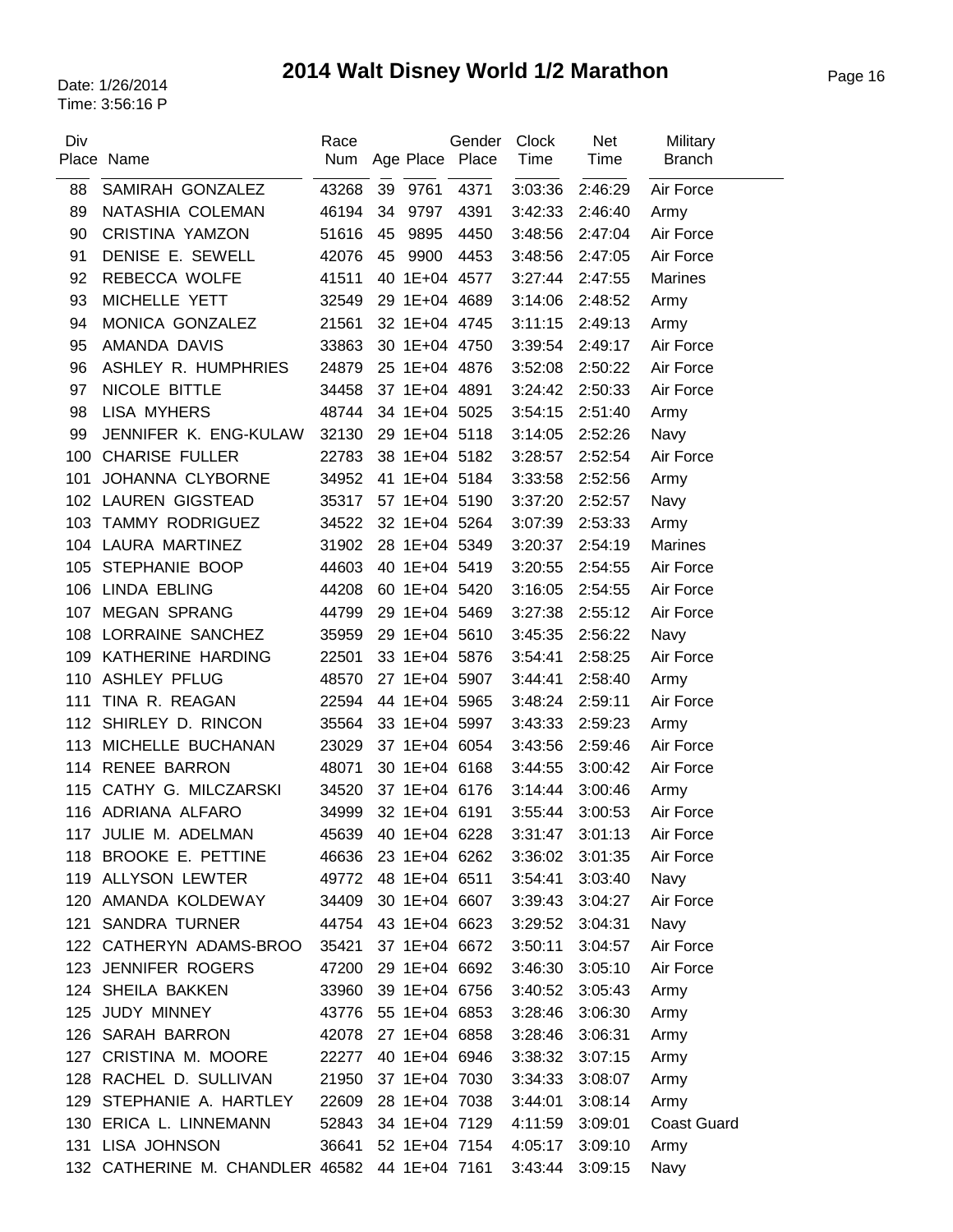# 2014 Walt Disney World 1/2 Marathon

Date: 1/26/2014
Time: 3:56:16 P

| Div Place | Name | Race Num | Age | Place | Gender Place | Clock Time | Net Time | Military Branch |
|---|---|---|---|---|---|---|---|---|
| 88 | SAMIRAH GONZALEZ | 43268 | 39 | 9761 | 4371 | 3:03:36 | 2:46:29 | Air Force |
| 89 | NATASHIA COLEMAN | 46194 | 34 | 9797 | 4391 | 3:42:33 | 2:46:40 | Army |
| 90 | CRISTINA YAMZON | 51616 | 45 | 9895 | 4450 | 3:48:56 | 2:47:04 | Air Force |
| 91 | DENISE E. SEWELL | 42076 | 45 | 9900 | 4453 | 3:48:56 | 2:47:05 | Air Force |
| 92 | REBECCA WOLFE | 41511 | 40 | 1E+04 | 4577 | 3:27:44 | 2:47:55 | Marines |
| 93 | MICHELLE YETT | 32549 | 29 | 1E+04 | 4689 | 3:14:06 | 2:48:52 | Army |
| 94 | MONICA GONZALEZ | 21561 | 32 | 1E+04 | 4745 | 3:11:15 | 2:49:13 | Army |
| 95 | AMANDA DAVIS | 33863 | 30 | 1E+04 | 4750 | 3:39:54 | 2:49:17 | Air Force |
| 96 | ASHLEY R. HUMPHRIES | 24879 | 25 | 1E+04 | 4876 | 3:52:08 | 2:50:22 | Air Force |
| 97 | NICOLE BITTLE | 34458 | 37 | 1E+04 | 4891 | 3:24:42 | 2:50:33 | Air Force |
| 98 | LISA MYHERS | 48744 | 34 | 1E+04 | 5025 | 3:54:15 | 2:51:40 | Army |
| 99 | JENNIFER K. ENG-KULAW | 32130 | 29 | 1E+04 | 5118 | 3:14:05 | 2:52:26 | Navy |
| 100 | CHARISE FULLER | 22783 | 38 | 1E+04 | 5182 | 3:28:57 | 2:52:54 | Air Force |
| 101 | JOHANNA CLYBORNE | 34952 | 41 | 1E+04 | 5184 | 3:33:58 | 2:52:56 | Army |
| 102 | LAUREN GIGSTEAD | 35317 | 57 | 1E+04 | 5190 | 3:37:20 | 2:52:57 | Navy |
| 103 | TAMMY RODRIGUEZ | 34522 | 32 | 1E+04 | 5264 | 3:07:39 | 2:53:33 | Army |
| 104 | LAURA MARTINEZ | 31902 | 28 | 1E+04 | 5349 | 3:20:37 | 2:54:19 | Marines |
| 105 | STEPHANIE BOOP | 44603 | 40 | 1E+04 | 5419 | 3:20:55 | 2:54:55 | Air Force |
| 106 | LINDA EBLING | 44208 | 60 | 1E+04 | 5420 | 3:16:05 | 2:54:55 | Air Force |
| 107 | MEGAN SPRANG | 44799 | 29 | 1E+04 | 5469 | 3:27:38 | 2:55:12 | Air Force |
| 108 | LORRAINE SANCHEZ | 35959 | 29 | 1E+04 | 5610 | 3:45:35 | 2:56:22 | Navy |
| 109 | KATHERINE HARDING | 22501 | 33 | 1E+04 | 5876 | 3:54:41 | 2:58:25 | Air Force |
| 110 | ASHLEY PFLUG | 48570 | 27 | 1E+04 | 5907 | 3:44:41 | 2:58:40 | Army |
| 111 | TINA R. REAGAN | 22594 | 44 | 1E+04 | 5965 | 3:48:24 | 2:59:11 | Air Force |
| 112 | SHIRLEY D. RINCON | 35564 | 33 | 1E+04 | 5997 | 3:43:33 | 2:59:23 | Army |
| 113 | MICHELLE BUCHANAN | 23029 | 37 | 1E+04 | 6054 | 3:43:56 | 2:59:46 | Air Force |
| 114 | RENEE BARRON | 48071 | 30 | 1E+04 | 6168 | 3:44:55 | 3:00:42 | Air Force |
| 115 | CATHY G. MILCZARSKI | 34520 | 37 | 1E+04 | 6176 | 3:14:44 | 3:00:46 | Army |
| 116 | ADRIANA ALFARO | 34999 | 32 | 1E+04 | 6191 | 3:55:44 | 3:00:53 | Air Force |
| 117 | JULIE M. ADELMAN | 45639 | 40 | 1E+04 | 6228 | 3:31:47 | 3:01:13 | Air Force |
| 118 | BROOKE E. PETTINE | 46636 | 23 | 1E+04 | 6262 | 3:36:02 | 3:01:35 | Air Force |
| 119 | ALLYSON LEWTER | 49772 | 48 | 1E+04 | 6511 | 3:54:41 | 3:03:40 | Navy |
| 120 | AMANDA KOLDEWAY | 34409 | 30 | 1E+04 | 6607 | 3:39:43 | 3:04:27 | Air Force |
| 121 | SANDRA TURNER | 44754 | 43 | 1E+04 | 6623 | 3:29:52 | 3:04:31 | Navy |
| 122 | CATHERYN ADAMS-BROO | 35421 | 37 | 1E+04 | 6672 | 3:50:11 | 3:04:57 | Air Force |
| 123 | JENNIFER ROGERS | 47200 | 29 | 1E+04 | 6692 | 3:46:30 | 3:05:10 | Air Force |
| 124 | SHEILA BAKKEN | 33960 | 39 | 1E+04 | 6756 | 3:40:52 | 3:05:43 | Army |
| 125 | JUDY MINNEY | 43776 | 55 | 1E+04 | 6853 | 3:28:46 | 3:06:30 | Army |
| 126 | SARAH BARRON | 42078 | 27 | 1E+04 | 6858 | 3:28:46 | 3:06:31 | Army |
| 127 | CRISTINA M. MOORE | 22277 | 40 | 1E+04 | 6946 | 3:38:32 | 3:07:15 | Army |
| 128 | RACHEL D. SULLIVAN | 21950 | 37 | 1E+04 | 7030 | 3:34:33 | 3:08:07 | Army |
| 129 | STEPHANIE A. HARTLEY | 22609 | 28 | 1E+04 | 7038 | 3:44:01 | 3:08:14 | Army |
| 130 | ERICA L. LINNEMANN | 52843 | 34 | 1E+04 | 7129 | 4:11:59 | 3:09:01 | Coast Guard |
| 131 | LISA JOHNSON | 36641 | 52 | 1E+04 | 7154 | 4:05:17 | 3:09:10 | Army |
| 132 | CATHERINE M. CHANDLER | 46582 | 44 | 1E+04 | 7161 | 3:43:44 | 3:09:15 | Navy |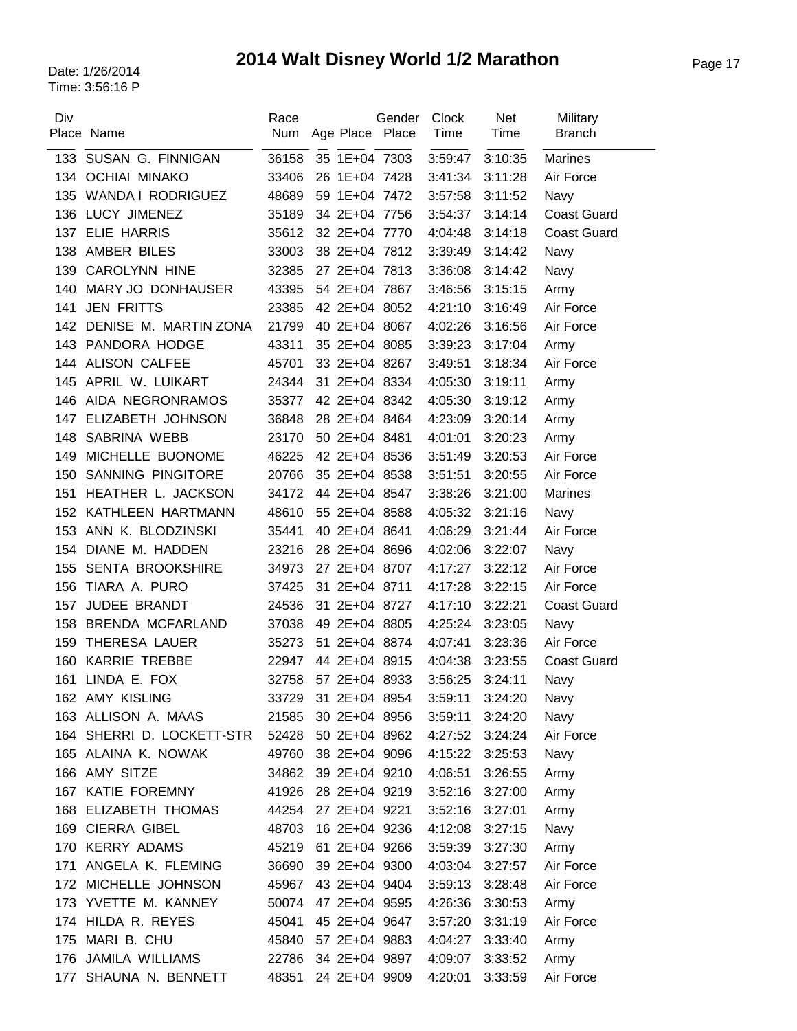# 2014 Walt Disney World 1/2 Marathon

Date: 1/26/2014
Time: 3:56:16 P

| Div Place | Name | Race Num | Age | Place | Gender Place | Clock Time | Net Time | Military Branch |
|---|---|---|---|---|---|---|---|---|
| 133 | SUSAN G. FINNIGAN | 36158 | 35 | 1E+04 | 7303 | 3:59:47 | 3:10:35 | Marines |
| 134 | OCHIAI MINAKO | 33406 | 26 | 1E+04 | 7428 | 3:41:34 | 3:11:28 | Air Force |
| 135 | WANDA I RODRIGUEZ | 48689 | 59 | 1E+04 | 7472 | 3:57:58 | 3:11:52 | Navy |
| 136 | LUCY JIMENEZ | 35189 | 34 | 2E+04 | 7756 | 3:54:37 | 3:14:14 | Coast Guard |
| 137 | ELIE HARRIS | 35612 | 32 | 2E+04 | 7770 | 4:04:48 | 3:14:18 | Coast Guard |
| 138 | AMBER BILES | 33003 | 38 | 2E+04 | 7812 | 3:39:49 | 3:14:42 | Navy |
| 139 | CAROLYNN HINE | 32385 | 27 | 2E+04 | 7813 | 3:36:08 | 3:14:42 | Navy |
| 140 | MARY JO DONHAUSER | 43395 | 54 | 2E+04 | 7867 | 3:46:56 | 3:15:15 | Army |
| 141 | JEN FRITTS | 23385 | 42 | 2E+04 | 8052 | 4:21:10 | 3:16:49 | Air Force |
| 142 | DENISE M. MARTIN ZONA | 21799 | 40 | 2E+04 | 8067 | 4:02:26 | 3:16:56 | Air Force |
| 143 | PANDORA HODGE | 43311 | 35 | 2E+04 | 8085 | 3:39:23 | 3:17:04 | Army |
| 144 | ALISON CALFEE | 45701 | 33 | 2E+04 | 8267 | 3:49:51 | 3:18:34 | Air Force |
| 145 | APRIL W. LUIKART | 24344 | 31 | 2E+04 | 8334 | 4:05:30 | 3:19:11 | Army |
| 146 | AIDA NEGRONRAMOS | 35377 | 42 | 2E+04 | 8342 | 4:05:30 | 3:19:12 | Army |
| 147 | ELIZABETH JOHNSON | 36848 | 28 | 2E+04 | 8464 | 4:23:09 | 3:20:14 | Army |
| 148 | SABRINA WEBB | 23170 | 50 | 2E+04 | 8481 | 4:01:01 | 3:20:23 | Army |
| 149 | MICHELLE BUONOME | 46225 | 42 | 2E+04 | 8536 | 3:51:49 | 3:20:53 | Air Force |
| 150 | SANNING PINGITORE | 20766 | 35 | 2E+04 | 8538 | 3:51:51 | 3:20:55 | Air Force |
| 151 | HEATHER L. JACKSON | 34172 | 44 | 2E+04 | 8547 | 3:38:26 | 3:21:00 | Marines |
| 152 | KATHLEEN HARTMANN | 48610 | 55 | 2E+04 | 8588 | 4:05:32 | 3:21:16 | Navy |
| 153 | ANN K. BLODZINSKI | 35441 | 40 | 2E+04 | 8641 | 4:06:29 | 3:21:44 | Air Force |
| 154 | DIANE M. HADDEN | 23216 | 28 | 2E+04 | 8696 | 4:02:06 | 3:22:07 | Navy |
| 155 | SENTA BROOKSHIRE | 34973 | 27 | 2E+04 | 8707 | 4:17:27 | 3:22:12 | Air Force |
| 156 | TIARA A. PURO | 37425 | 31 | 2E+04 | 8711 | 4:17:28 | 3:22:15 | Air Force |
| 157 | JUDEE BRANDT | 24536 | 31 | 2E+04 | 8727 | 4:17:10 | 3:22:21 | Coast Guard |
| 158 | BRENDA MCFARLAND | 37038 | 49 | 2E+04 | 8805 | 4:25:24 | 3:23:05 | Navy |
| 159 | THERESA LAUER | 35273 | 51 | 2E+04 | 8874 | 4:07:41 | 3:23:36 | Air Force |
| 160 | KARRIE TREBBE | 22947 | 44 | 2E+04 | 8915 | 4:04:38 | 3:23:55 | Coast Guard |
| 161 | LINDA E. FOX | 32758 | 57 | 2E+04 | 8933 | 3:56:25 | 3:24:11 | Navy |
| 162 | AMY KISLING | 33729 | 31 | 2E+04 | 8954 | 3:59:11 | 3:24:20 | Navy |
| 163 | ALLISON A. MAAS | 21585 | 30 | 2E+04 | 8956 | 3:59:11 | 3:24:20 | Navy |
| 164 | SHERRI D. LOCKETT-STR | 52428 | 50 | 2E+04 | 8962 | 4:27:52 | 3:24:24 | Air Force |
| 165 | ALAINA K. NOWAK | 49760 | 38 | 2E+04 | 9096 | 4:15:22 | 3:25:53 | Navy |
| 166 | AMY SITZE | 34862 | 39 | 2E+04 | 9210 | 4:06:51 | 3:26:55 | Army |
| 167 | KATIE FOREMNY | 41926 | 28 | 2E+04 | 9219 | 3:52:16 | 3:27:00 | Army |
| 168 | ELIZABETH THOMAS | 44254 | 27 | 2E+04 | 9221 | 3:52:16 | 3:27:01 | Army |
| 169 | CIERRA GIBEL | 48703 | 16 | 2E+04 | 9236 | 4:12:08 | 3:27:15 | Navy |
| 170 | KERRY ADAMS | 45219 | 61 | 2E+04 | 9266 | 3:59:39 | 3:27:30 | Army |
| 171 | ANGELA K. FLEMING | 36690 | 39 | 2E+04 | 9300 | 4:03:04 | 3:27:57 | Air Force |
| 172 | MICHELLE JOHNSON | 45967 | 43 | 2E+04 | 9404 | 3:59:13 | 3:28:48 | Air Force |
| 173 | YVETTE M. KANNEY | 50074 | 47 | 2E+04 | 9595 | 4:26:36 | 3:30:53 | Army |
| 174 | HILDA R. REYES | 45041 | 45 | 2E+04 | 9647 | 3:57:20 | 3:31:19 | Air Force |
| 175 | MARI B. CHU | 45840 | 57 | 2E+04 | 9883 | 4:04:27 | 3:33:40 | Army |
| 176 | JAMILA WILLIAMS | 22786 | 34 | 2E+04 | 9897 | 4:09:07 | 3:33:52 | Army |
| 177 | SHAUNA N. BENNETT | 48351 | 24 | 2E+04 | 9909 | 4:20:01 | 3:33:59 | Air Force |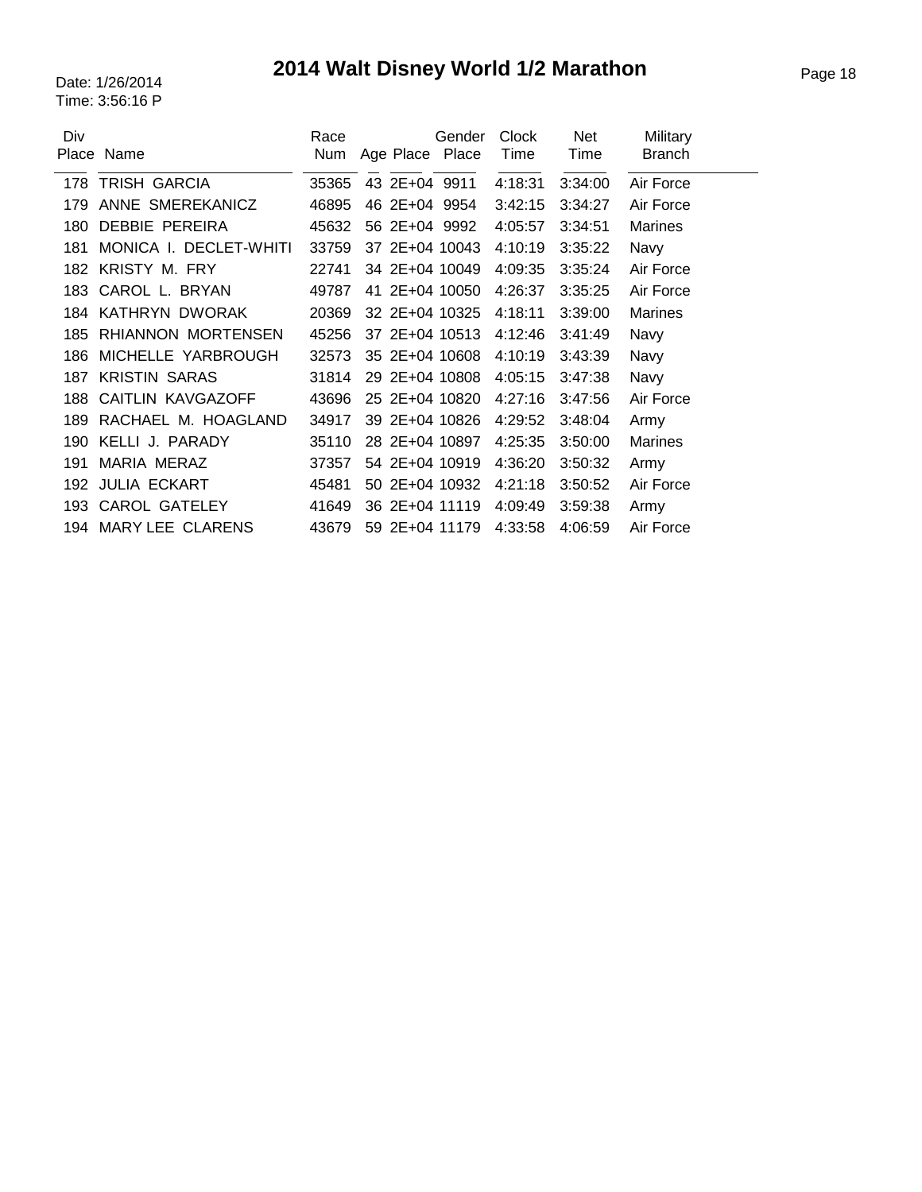# 2014 Walt Disney World 1/2 Marathon

Date: 1/26/2014
Time: 3:56:16 P

| Div Place | Name | Race Num | Age | Place | Gender Place | Clock Time | Net Time | Military Branch |
|---|---|---|---|---|---|---|---|---|
| 178 | TRISH GARCIA | 35365 | 43 | 2E+04 | 9911 | 4:18:31 | 3:34:00 | Air Force |
| 179 | ANNE SMEREKANICZ | 46895 | 46 | 2E+04 | 9954 | 3:42:15 | 3:34:27 | Air Force |
| 180 | DEBBIE PEREIRA | 45632 | 56 | 2E+04 | 9992 | 4:05:57 | 3:34:51 | Marines |
| 181 | MONICA I. DECLET-WHITI | 33759 | 37 | 2E+04 | 10043 | 4:10:19 | 3:35:22 | Navy |
| 182 | KRISTY M. FRY | 22741 | 34 | 2E+04 | 10049 | 4:09:35 | 3:35:24 | Air Force |
| 183 | CAROL L. BRYAN | 49787 | 41 | 2E+04 | 10050 | 4:26:37 | 3:35:25 | Air Force |
| 184 | KATHRYN DWORAK | 20369 | 32 | 2E+04 | 10325 | 4:18:11 | 3:39:00 | Marines |
| 185 | RHIANNON MORTENSEN | 45256 | 37 | 2E+04 | 10513 | 4:12:46 | 3:41:49 | Navy |
| 186 | MICHELLE YARBROUGH | 32573 | 35 | 2E+04 | 10608 | 4:10:19 | 3:43:39 | Navy |
| 187 | KRISTIN SARAS | 31814 | 29 | 2E+04 | 10808 | 4:05:15 | 3:47:38 | Navy |
| 188 | CAITLIN KAVGAZOFF | 43696 | 25 | 2E+04 | 10820 | 4:27:16 | 3:47:56 | Air Force |
| 189 | RACHAEL M. HOAGLAND | 34917 | 39 | 2E+04 | 10826 | 4:29:52 | 3:48:04 | Army |
| 190 | KELLI J. PARADY | 35110 | 28 | 2E+04 | 10897 | 4:25:35 | 3:50:00 | Marines |
| 191 | MARIA MERAZ | 37357 | 54 | 2E+04 | 10919 | 4:36:20 | 3:50:32 | Army |
| 192 | JULIA ECKART | 45481 | 50 | 2E+04 | 10932 | 4:21:18 | 3:50:52 | Air Force |
| 193 | CAROL GATELEY | 41649 | 36 | 2E+04 | 11119 | 4:09:49 | 3:59:38 | Army |
| 194 | MARY LEE CLARENS | 43679 | 59 | 2E+04 | 11179 | 4:33:58 | 4:06:59 | Air Force |